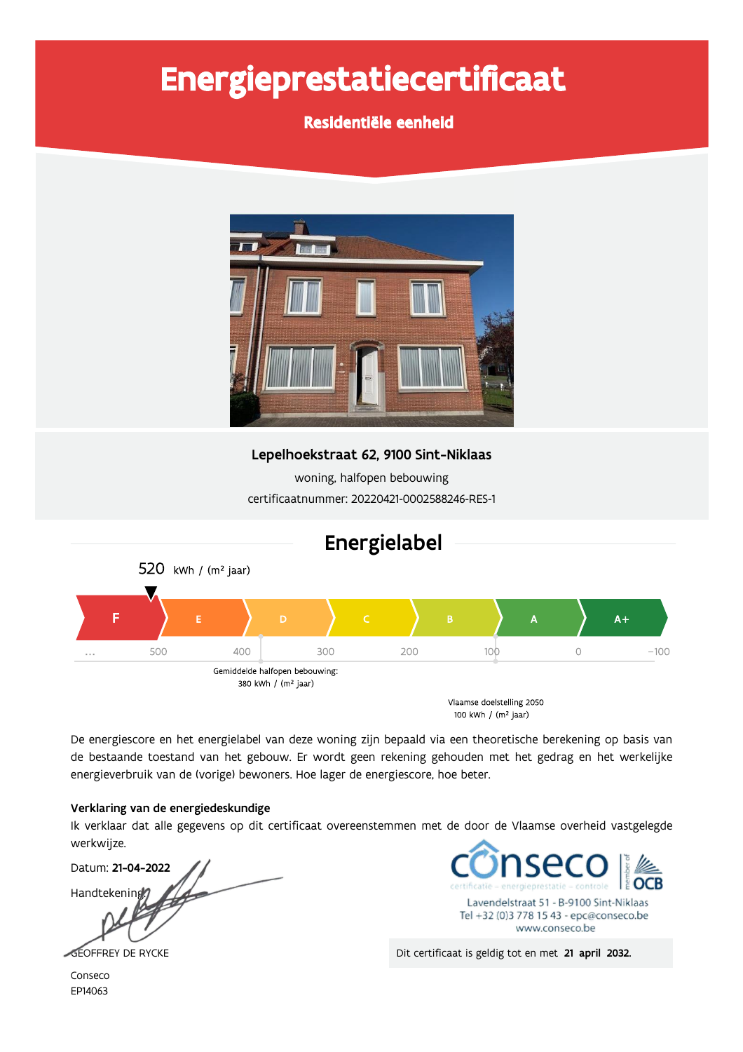# Energieprestatiecertificaat

## Residentiële eenheid

**Lepelhoekstraat 62, 9100 Sint-Niklaas**

woning, halfopen bebouwing

certificaatnummer: 20220421-0002588246-RES-1

## Energielabel

520 kWh / (m² jaar)

F | E | D | C | B | A | A+

… 500 400 300 200 100 0 -100

Gemiddelde halfopen bebouwing:
380 kWh / (m² jaar)

Vlaamse doelstelling 2050
100 kWh / (m² jaar)

De energiescore en het energielabel van deze woning zijn bepaald via een theoretische berekening op basis van de bestaande toestand van het gebouw. Er wordt geen rekening gehouden met het gedrag en het werkelijke energieverbruik van de (vorige) bewoners. Hoe lager de energiescore, hoe beter.

**Verklaring van de energiedeskundige**

Ik verklaar dat alle gegevens op dit certificaat overeenstemmen met de door de Vlaamse overheid vastgelegde werkwijze.

Datum: **21-04-2022**

Handtekening:

GEOFFREY DE RYCKE

Conseco

EP14063

conseco — certificatie - energieprestatie - controle — member of OCB

Lavendelstraat 51 - B-9100 Sint-Niklaas

Tel +32 (0)3 778 15 43 - epc@conseco.be

www.conseco.be

Dit certificaat is geldig tot en met **21 april 2032.**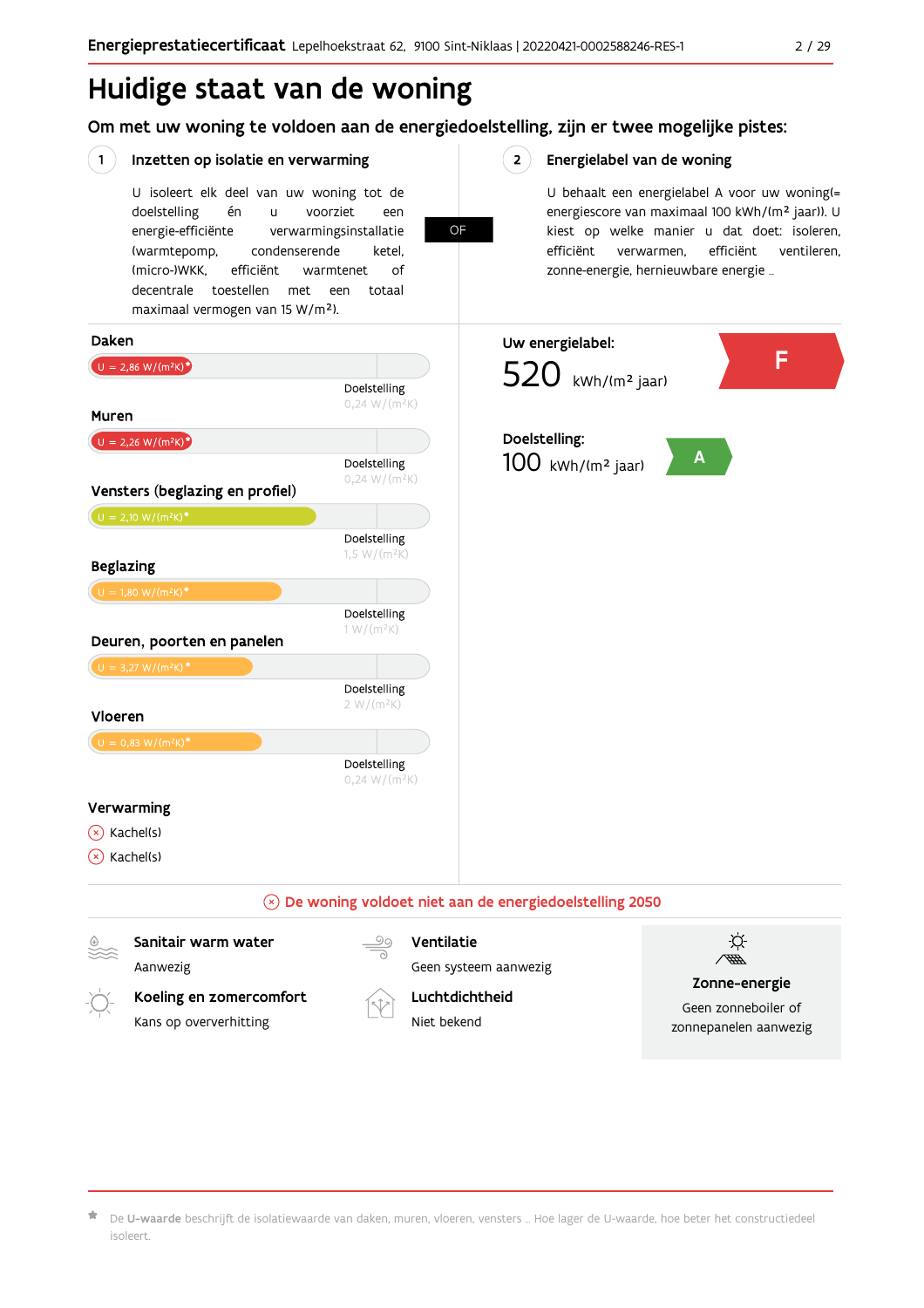# Huidige staat van de woning

## Om met uw woning te voldoen aan de energiedoelstelling, zijn er twee mogelijke pistes:

### 1 Inzetten op isolatie en verwarming

U isoleert elk deel van uw woning tot de doelstelling én u voorziet een energie-efficiënte verwarmingsinstallatie (warmtepomp, condenserende ketel, (micro-)WKK, efficiënt warmtenet of decentrale toestellen met een totaal maximaal vermogen van 15 W/m²).

**OF**

### 2 Energielabel van de woning

U behaalt een energielabel A voor uw woning(= energiescore van maximaal 100 kWh/(m² jaar)). U kiest op welke manier u dat doet: isoleren, efficiënt verwarmen, efficiënt ventileren, zonne-energie, hernieuwbare energie ...

**Daken**

U = 2,86 W/(m²K)*

Doelstelling 0,24 W/(m²K)

**Muren**

U = 2,26 W/(m²K)*

Doelstelling 0,24 W/(m²K)

**Vensters (beglazing en profiel)**

U = 2,10 W/(m²K)*

Doelstelling 1,5 W/(m²K)

**Beglazing**

U = 1,80 W/(m²K)*

Doelstelling 1 W/(m²K)

**Deuren, poorten en panelen**

U = 3,27 W/(m²K)*

Doelstelling 2 W/(m²K)

**Vloeren**

U = 0,83 W/(m²K)*

Doelstelling 0,24 W/(m²K)

**Verwarming**

- Kachel(s)
- Kachel(s)

**Uw energielabel:**

520 kWh/(m² jaar) — **F**

**Doelstelling:**

100 kWh/(m² jaar) — **A**

**De woning voldoet niet aan de energiedoelstelling 2050**

**Sanitair warm water**
Aanwezig

**Ventilatie**
Geen systeem aanwezig

**Koeling en zomercomfort**
Kans op oververhitting

**Luchtdichtheid**
Niet bekend

**Zonne-energie**
Geen zonneboiler of zonnepanelen aanwezig

* De **U-waarde** beschrijft de isolatiewaarde van daken, muren, vloeren, vensters ... Hoe lager de U-waarde, hoe beter het constructiedeel isoleert.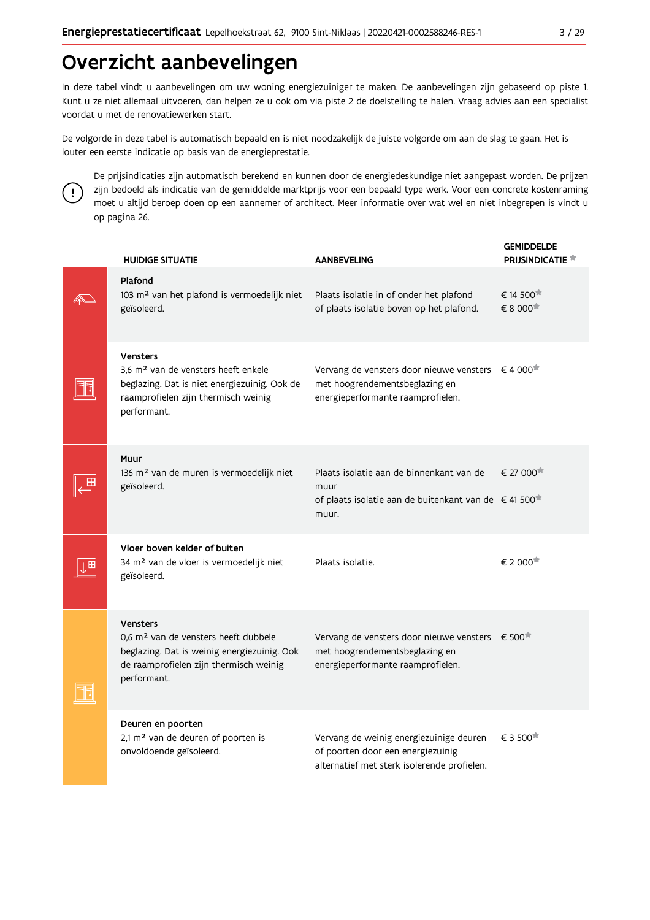# Overzicht aanbevelingen

In deze tabel vindt u aanbevelingen om uw woning energiezuiniger te maken. De aanbevelingen zijn gebaseerd op piste 1. Kunt u ze niet allemaal uitvoeren, dan helpen ze u ook om via piste 2 de doelstelling te halen. Vraag advies aan een specialist voordat u met de renovatiewerken start.

De volgorde in deze tabel is automatisch bepaald en is niet noodzakelijk de juiste volgorde om aan de slag te gaan. Het is louter een eerste indicatie op basis van de energieprestatie.

De prijsindicaties zijn automatisch berekend en kunnen door de energiedeskundige niet aangepast worden. De prijzen zijn bedoeld als indicatie van de gemiddelde marktprijs voor een bepaald type werk. Voor een concrete kostenraming moet u altijd beroep doen op een aannemer of architect. Meer informatie over wat wel en niet inbegrepen is vindt u op pagina 26.

| HUIDIGE SITUATIE | AANBEVELING | GEMIDDELDE PRIJSINDICATIE * |
|---|---|---|
| **Plafond**<br>103 m² van het plafond is vermoedelijk niet geïsoleerd. | Plaats isolatie in of onder het plafond<br>of plaats isolatie boven op het plafond. | € 14 500*<br>€ 8 000* |
| **Vensters**<br>3,6 m² van de vensters heeft enkele beglazing. Dat is niet energiezuinig. Ook de raamprofielen zijn thermisch weinig performant. | Vervang de vensters door nieuwe vensters met hoogrendementsbeglazing en energieperformante raamprofielen. | € 4 000* |
| **Muur**<br>136 m² van de muren is vermoedelijk niet geïsoleerd. | Plaats isolatie aan de binnenkant van de muur<br>of plaats isolatie aan de buitenkant van de muur. | € 27 000*<br>€ 41 500* |
| **Vloer boven kelder of buiten**<br>34 m² van de vloer is vermoedelijk niet geïsoleerd. | Plaats isolatie. | € 2 000* |
| **Vensters**<br>0,6 m² van de vensters heeft dubbele beglazing. Dat is weinig energiezuinig. Ook de raamprofielen zijn thermisch weinig performant. | Vervang de vensters door nieuwe vensters met hoogrendementsbeglazing en energieperformante raamprofielen. | € 500* |
| **Deuren en poorten**<br>2,1 m² van de deuren of poorten is onvoldoende geïsoleerd. | Vervang de weinig energiezuinige deuren of poorten door een energiezuinig alternatief met sterk isolerende profielen. | € 3 500* |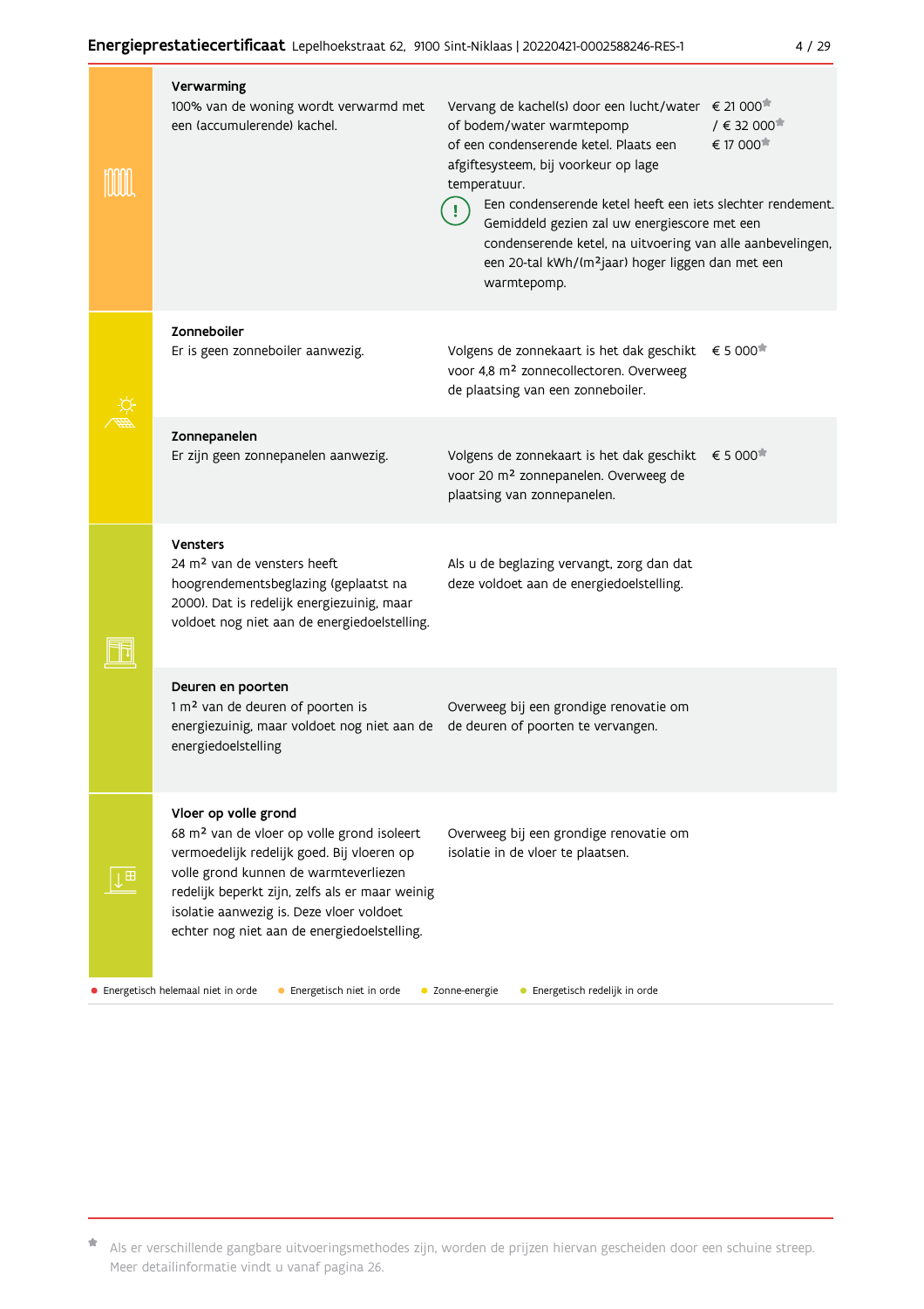### Verwarming

100% van de woning wordt verwarmd met een (accumulerende) kachel.

Vervang de kachel(s) door een lucht/water of bodem/water warmtepomp of een condenserende ketel. Plaats een afgiftesysteem, bij voorkeur op lage temperatuur. — € 21 000* / € 32 000* / € 17 000*

> ! Een condenserende ketel heeft een iets slechter rendement. Gemiddeld gezien zal uw energiescore met een condenserende ketel, na uitvoering van alle aanbevelingen, een 20-tal kWh/(m²jaar) hoger liggen dan met een warmtepomp.

### Zonneboiler

Er is geen zonneboiler aanwezig.

Volgens de zonnekaart is het dak geschikt voor 4,8 m² zonnecollectoren. Overweeg de plaatsing van een zonneboiler. — € 5 000*

### Zonnepanelen

Er zijn geen zonnepanelen aanwezig.

Volgens de zonnekaart is het dak geschikt voor 20 m² zonnepanelen. Overweeg de plaatsing van zonnepanelen. — € 5 000*

### Vensters

24 m² van de vensters heeft hoogrendementsbeglazing (geplaatst na 2000). Dat is redelijk energiezuinig, maar voldoet nog niet aan de energiedoelstelling.

Als u de beglazing vervangt, zorg dan dat deze voldoet aan de energiedoelstelling.

### Deuren en poorten

1 m² van de deuren of poorten is energiezuinig, maar voldoet nog niet aan de energiedoelstelling

Overweeg bij een grondige renovatie om de deuren of poorten te vervangen.

### Vloer op volle grond

68 m² van de vloer op volle grond isoleert vermoedelijk redelijk goed. Bij vloeren op volle grond kunnen de warmteverliezen redelijk beperkt zijn, zelfs als er maar weinig isolatie aanwezig is. Deze vloer voldoet echter nog niet aan de energiedoelstelling.

Overweeg bij een grondige renovatie om isolatie in de vloer te plaatsen.

- Energetisch helemaal niet in orde
- Energetisch niet in orde
- Zonne-energie
- Energetisch redelijk in orde

* Als er verschillende gangbare uitvoeringsmethodes zijn, worden de prijzen hiervan gescheiden door een schuine streep. Meer detailinformatie vindt u vanaf pagina 26.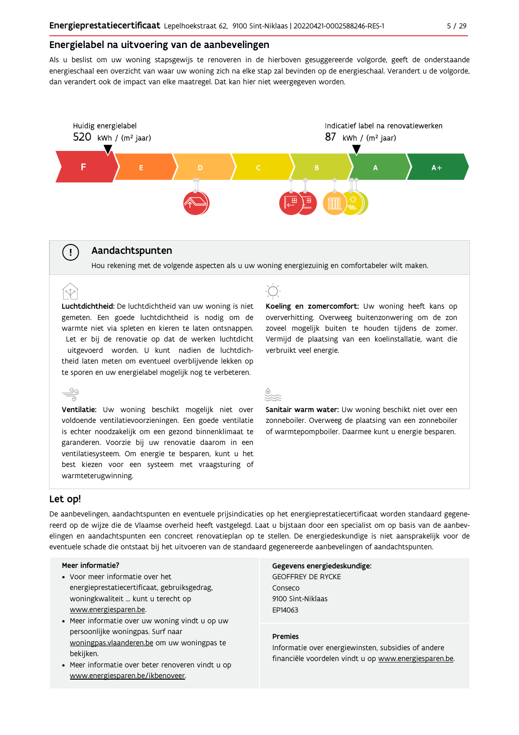## Energielabel na uitvoering van de aanbevelingen

Als u beslist om uw woning stapsgewijs te renoveren in de hierboven gesuggereerde volgorde, geeft de onderstaande energieschaal een overzicht van waar uw woning zich na elke stap zal bevinden op de energieschaal. Verandert u de volgorde, dan verandert ook de impact van elke maatregel. Dat kan hier niet weergegeven worden.

Huidig energielabel
520 kWh / (m² jaar)

Indicatief label na renovatiewerken
87 kWh / (m² jaar)

F | E | D | C | B | A | A+

## Aandachtspunten

Hou rekening met de volgende aspecten als u uw woning energiezuinig en comfortabeler wilt maken.

**Luchtdichtheid:** De luchtdichtheid van uw woning is niet gemeten. Een goede luchtdichtheid is nodig om de warmte niet via spleten en kieren te laten ontsnappen. Let er bij de renovatie op dat de werken luchtdicht uitgevoerd worden. U kunt nadien de luchtdichtheid laten meten om eventueel overblijvende lekken op te sporen en uw energielabel mogelijk nog te verbeteren.

**Koeling en zomercomfort:** Uw woning heeft kans op oververhitting. Overweeg buitenzonwering om de zon zoveel mogelijk buiten te houden tijdens de zomer. Vermijd de plaatsing van een koelinstallatie, want die verbruikt veel energie.

**Ventilatie:** Uw woning beschikt mogelijk niet over voldoende ventilatievoorzieningen. Een goede ventilatie is echter noodzakelijk om een gezond binnenklimaat te garanderen. Voorzie bij uw renovatie daarom in een ventilatiesysteem. Om energie te besparen, kunt u het best kiezen voor een systeem met vraagsturing of warmteterugwinning.

**Sanitair warm water:** Uw woning beschikt niet over een zonneboiler. Overweeg de plaatsing van een zonneboiler of warmtepompboiler. Daarmee kunt u energie besparen.

## Let op!

De aanbevelingen, aandachtspunten en eventuele prijsindicaties op het energieprestatiecertificaat worden standaard gegenereerd op de wijze die de Vlaamse overheid heeft vastgelegd. Laat u bijstaan door een specialist om op basis van de aanbevelingen en aandachtspunten een concreet renovatieplan op te stellen. De energiedeskundige is niet aansprakelijk voor de eventuele schade die ontstaat bij het uitvoeren van de standaard gegenereerde aanbevelingen of aandachtspunten.

**Meer informatie?**

- Voor meer informatie over het energieprestatiecertificaat, gebruiksgedrag, woningkwaliteit ... kunt u terecht op www.energiesparen.be.
- Meer informatie over uw woning vindt u op uw persoonlijke woningpas. Surf naar woningpas.vlaanderen.be om uw woningpas te bekijken.
- Meer informatie over beter renoveren vindt u op www.energiesparen.be/ikbenoveer.

**Gegevens energiedeskundige:**

GEOFFREY DE RYCKE
Conseco
9100 Sint-Niklaas
EP14063

**Premies**

Informatie over energiewinsten, subsidies of andere financiële voordelen vindt u op www.energiesparen.be.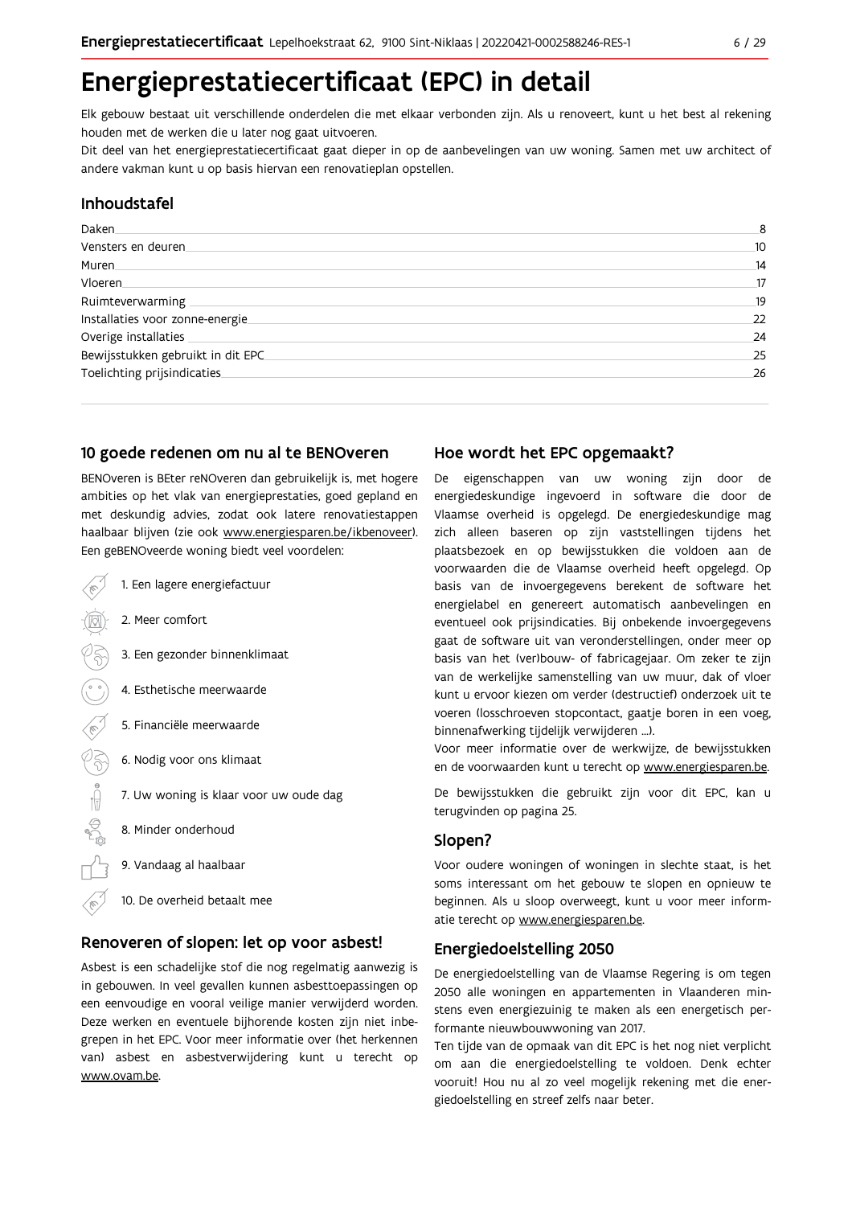# Energieprestatiecertificaat (EPC) in detail

Elk gebouw bestaat uit verschillende onderdelen die met elkaar verbonden zijn. Als u renoveert, kunt u het best al rekening houden met de werken die u later nog gaat uitvoeren.

Dit deel van het energieprestatiecertificaat gaat dieper in op de aanbevelingen van uw woning. Samen met uw architect of andere vakman kunt u op basis hiervan een renovatieplan opstellen.

## Inhoudstafel

| | |
|---|---|
| Daken | 8 |
| Vensters en deuren | 10 |
| Muren | 14 |
| Vloeren | 17 |
| Ruimteverwarming | 19 |
| Installaties voor zonne-energie | 22 |
| Overige installaties | 24 |
| Bewijsstukken gebruikt in dit EPC | 25 |
| Toelichting prijsindicaties | 26 |

## 10 goede redenen om nu al te BENOveren

BENOveren is BEter reNOveren dan gebruikelijk is, met hogere ambities op het vlak van energieprestaties, goed gepland en met deskundig advies, zodat ook latere renovatiestappen haalbaar blijven (zie ook www.energiesparen.be/ikbenoveer). Een geBENOveerde woning biedt veel voordelen:

1. Een lagere energiefactuur
2. Meer comfort
3. Een gezonder binnenklimaat
4. Esthetische meerwaarde
5. Financiële meerwaarde
6. Nodig voor ons klimaat
7. Uw woning is klaar voor uw oude dag
8. Minder onderhoud
9. Vandaag al haalbaar
10. De overheid betaalt mee

## Renoveren of slopen: let op voor asbest!

Asbest is een schadelijke stof die nog regelmatig aanwezig is in gebouwen. In veel gevallen kunnen asbesttoepassingen op een eenvoudige en vooral veilige manier verwijderd worden. Deze werken en eventuele bijhorende kosten zijn niet inbegrepen in het EPC. Voor meer informatie over (het herkennen van) asbest en asbestverwijdering kunt u terecht op www.ovam.be.

## Hoe wordt het EPC opgemaakt?

De eigenschappen van uw woning zijn door de energiedeskundige ingevoerd in software die door de Vlaamse overheid is opgelegd. De energiedeskundige mag zich alleen baseren op zijn vaststellingen tijdens het plaatsbezoek en op bewijsstukken die voldoen aan de voorwaarden die de Vlaamse overheid heeft opgelegd. Op basis van de invoergegevens berekent de software het energielabel en genereert automatisch aanbevelingen en eventueel ook prijsindicaties. Bij onbekende invoergegevens gaat de software uit van veronderstellingen, onder meer op basis van het (ver)bouw- of fabricagejaar. Om zeker te zijn van de werkelijke samenstelling van uw muur, dak of vloer kunt u ervoor kiezen om verder (destructief) onderzoek uit te voeren (losschroeven stopcontact, gaatje boren in een voeg, binnenafwerking tijdelijk verwijderen ...).

Voor meer informatie over de werkwijze, de bewijsstukken en de voorwaarden kunt u terecht op www.energiesparen.be.

De bewijsstukken die gebruikt zijn voor dit EPC, kan u terugvinden op pagina 25.

## Slopen?

Voor oudere woningen of woningen in slechte staat, is het soms interessant om het gebouw te slopen en opnieuw te beginnen. Als u sloop overweegt, kunt u voor meer informatie terecht op www.energiesparen.be.

## Energiedoelstelling 2050

De energiedoelstelling van de Vlaamse Regering is om tegen 2050 alle woningen en appartementen in Vlaanderen minstens even energiezuinig te maken als een energetisch performante nieuwbouwwoning van 2017.

Ten tijde van de opmaak van dit EPC is het nog niet verplicht om aan die energiedoelstelling te voldoen. Denk echter vooruit! Hou nu al zo veel mogelijk rekening met die energiedoelstelling en streef zelfs naar beter.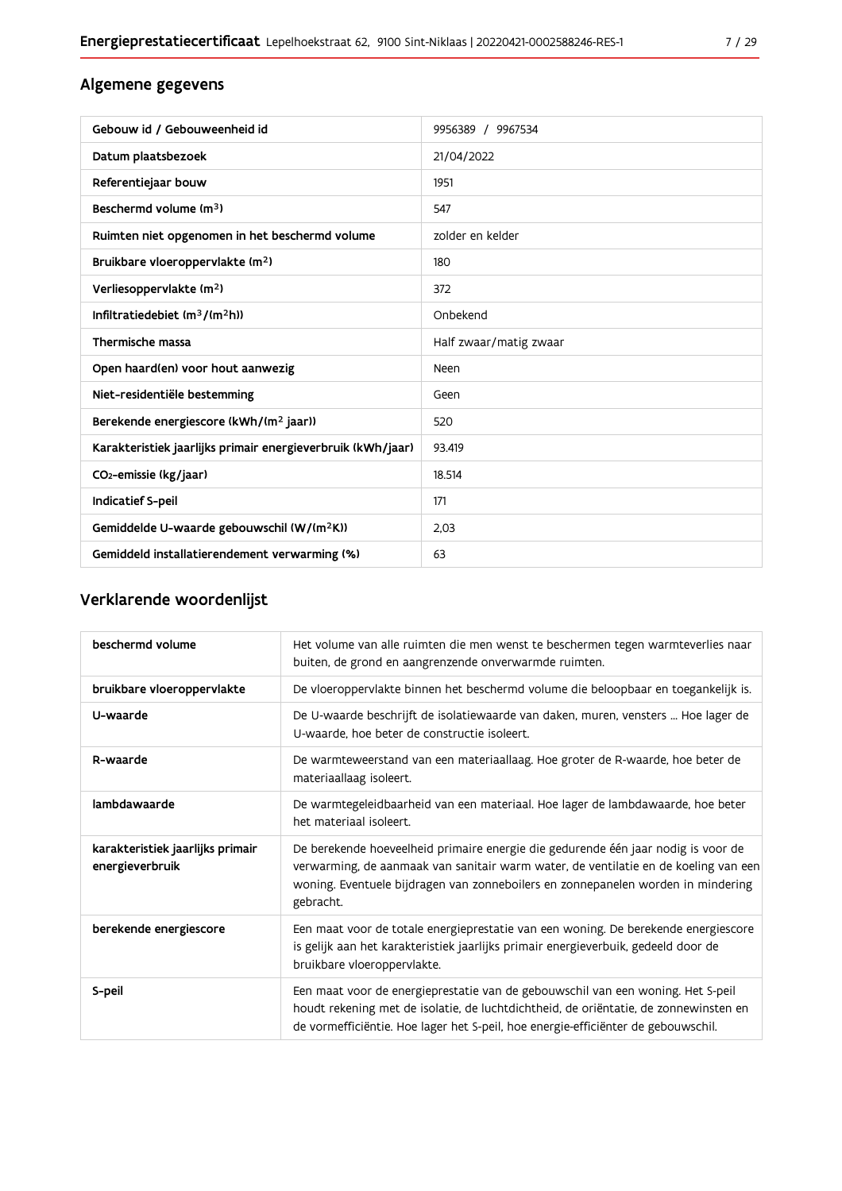## Algemene gegevens

| | |
|---|---|
| **Gebouw id / Gebouweenheid id** | 9956389 / 9967534 |
| **Datum plaatsbezoek** | 21/04/2022 |
| **Referentiejaar bouw** | 1951 |
| **Beschermd volume ($m^3$)** | 547 |
| **Ruimten niet opgenomen in het beschermd volume** | zolder en kelder |
| **Bruikbare vloeroppervlakte ($m^2$)** | 180 |
| **Verliesoppervlakte ($m^2$)** | 372 |
| **Infiltratiedebiet ($m^3/(m^2h)$)** | Onbekend |
| **Thermische massa** | Half zwaar/matig zwaar |
| **Open haard(en) voor hout aanwezig** | Neen |
| **Niet-residentiële bestemming** | Geen |
| **Berekende energiescore (kWh/($m^2$ jaar))** | 520 |
| **Karakteristiek jaarlijks primair energieverbruik (kWh/jaar)** | 93.419 |
| **$CO_2$-emissie (kg/jaar)** | 18.514 |
| **Indicatief S-peil** | 171 |
| **Gemiddelde U-waarde gebouwschil (W/($m^2$K))** | 2,03 |
| **Gemiddeld installatierendement verwarming (%)** | 63 |

## Verklarende woordenlijst

| | |
|---|---|
| **beschermd volume** | Het volume van alle ruimten die men wenst te beschermen tegen warmteverlies naar buiten, de grond en aangrenzende onverwarmde ruimten. |
| **bruikbare vloeroppervlakte** | De vloeroppervlakte binnen het beschermd volume die beloopbaar en toegankelijk is. |
| **U-waarde** | De U-waarde beschrijft de isolatiewaarde van daken, muren, vensters ... Hoe lager de U-waarde, hoe beter de constructie isoleert. |
| **R-waarde** | De warmteweerstand van een materiaallaag. Hoe groter de R-waarde, hoe beter de materiaallaag isoleert. |
| **lambdawaarde** | De warmtegeleidbaarheid van een materiaal. Hoe lager de lambdawaarde, hoe beter het materiaal isoleert. |
| **karakteristiek jaarlijks primair energieverbruik** | De berekende hoeveelheid primaire energie die gedurende één jaar nodig is voor de verwarming, de aanmaak van sanitair warm water, de ventilatie en de koeling van een woning. Eventuele bijdragen van zonneboilers en zonnepanelen worden in mindering gebracht. |
| **berekende energiescore** | Een maat voor de totale energieprestatie van een woning. De berekende energiescore is gelijk aan het karakteristiek jaarlijks primair energieverbuik, gedeeld door de bruikbare vloeroppervlakte. |
| **S-peil** | Een maat voor de energieprestatie van de gebouwschil van een woning. Het S-peil houdt rekening met de isolatie, de luchtdichtheid, de oriëntatie, de zonnewinsten en de vormefficiëntie. Hoe lager het S-peil, hoe energie-efficiënter de gebouwschil. |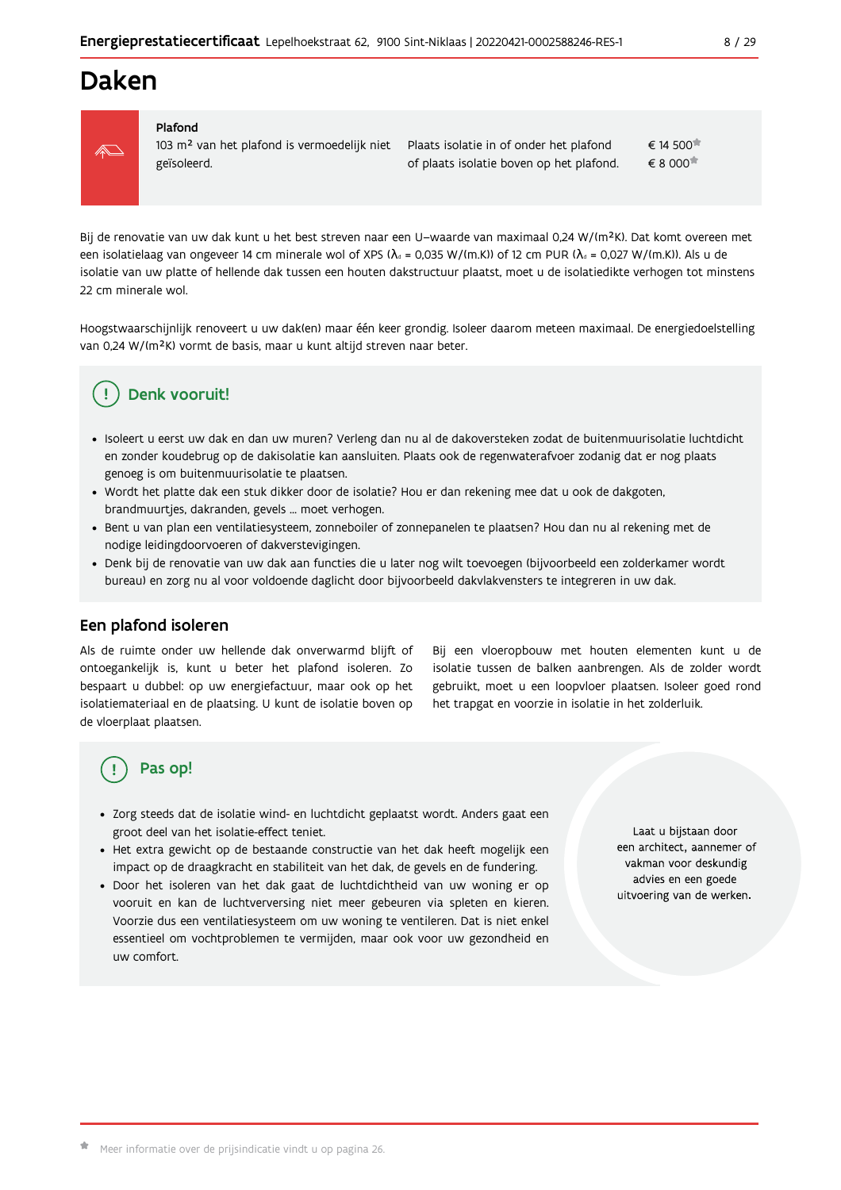# Daken

| Plafond | | |
|---|---|---|
| 103 m² van het plafond is vermoedelijk niet geïsoleerd. | Plaats isolatie in of onder het plafond | € 14 500* |
| | of plaats isolatie boven op het plafond. | € 8 000* |

Bij de renovatie van uw dak kunt u het best streven naar een U–waarde van maximaal 0,24 W/(m²K). Dat komt overeen met een isolatielaag van ongeveer 14 cm minerale wol of XPS ($λ_d$ = 0,035 W/(m.K)) of 12 cm PUR ($λ_d$ = 0,027 W/(m.K)). Als u de isolatie van uw platte of hellende dak tussen een houten dakstructuur plaatst, moet u de isolatiedikte verhogen tot minstens 22 cm minerale wol.

Hoogstwaarschijnlijk renoveert u uw dak(en) maar één keer grondig. Isoleer daarom meteen maximaal. De energiedoelstelling van 0,24 W/(m²K) vormt de basis, maar u kunt altijd streven naar beter.

## Denk vooruit!

- Isoleert u eerst uw dak en dan uw muren? Verleng dan nu al de dakoversteken zodat de buitenmuurisolatie luchtdicht en zonder koudebrug op de dakisolatie kan aansluiten. Plaats ook de regenwaterafvoer zodanig dat er nog plaats genoeg is om buitenmuurisolatie te plaatsen.
- Wordt het platte dak een stuk dikker door de isolatie? Hou er dan rekening mee dat u ook de dakgoten, brandmuurtjes, dakranden, gevels ... moet verhogen.
- Bent u van plan een ventilatiesysteem, zonneboiler of zonnepanelen te plaatsen? Hou dan nu al rekening met de nodige leidingdoorvoeren of dakverstevigingen.
- Denk bij de renovatie van uw dak aan functies die u later nog wilt toevoegen (bijvoorbeeld een zolderkamer wordt bureau) en zorg nu al voor voldoende daglicht door bijvoorbeeld dakvlakvensters te integreren in uw dak.

## Een plafond isoleren

Als de ruimte onder uw hellende dak onverwarmd blijft of ontoegankelijk is, kunt u beter het plafond isoleren. Zo bespaart u dubbel: op uw energiefactuur, maar ook op het isolatiemateriaal en de plaatsing. U kunt de isolatie boven op de vloerplaat plaatsen.

Bij een vloeropbouw met houten elementen kunt u de isolatie tussen de balken aanbrengen. Als de zolder wordt gebruikt, moet u een loopvloer plaatsen. Isoleer goed rond het trapgat en voorzie in isolatie in het zolderluik.

## Pas op!

- Zorg steeds dat de isolatie wind- en luchtdicht geplaatst wordt. Anders gaat een groot deel van het isolatie-effect teniet.
- Het extra gewicht op de bestaande constructie van het dak heeft mogelijk een impact op de draagkracht en stabiliteit van het dak, de gevels en de fundering.
- Door het isoleren van het dak gaat de luchtdichtheid van uw woning er op vooruit en kan de luchtverversing niet meer gebeuren via spleten en kieren. Voorzie dus een ventilatiesysteem om uw woning te ventileren. Dat is niet enkel essentieel om vochtproblemen te vermijden, maar ook voor uw gezondheid en uw comfort.

Laat u bijstaan door een architect, aannemer of vakman voor deskundig advies en een goede uitvoering van de werken.

* Meer informatie over de prijsindicatie vindt u op pagina 26.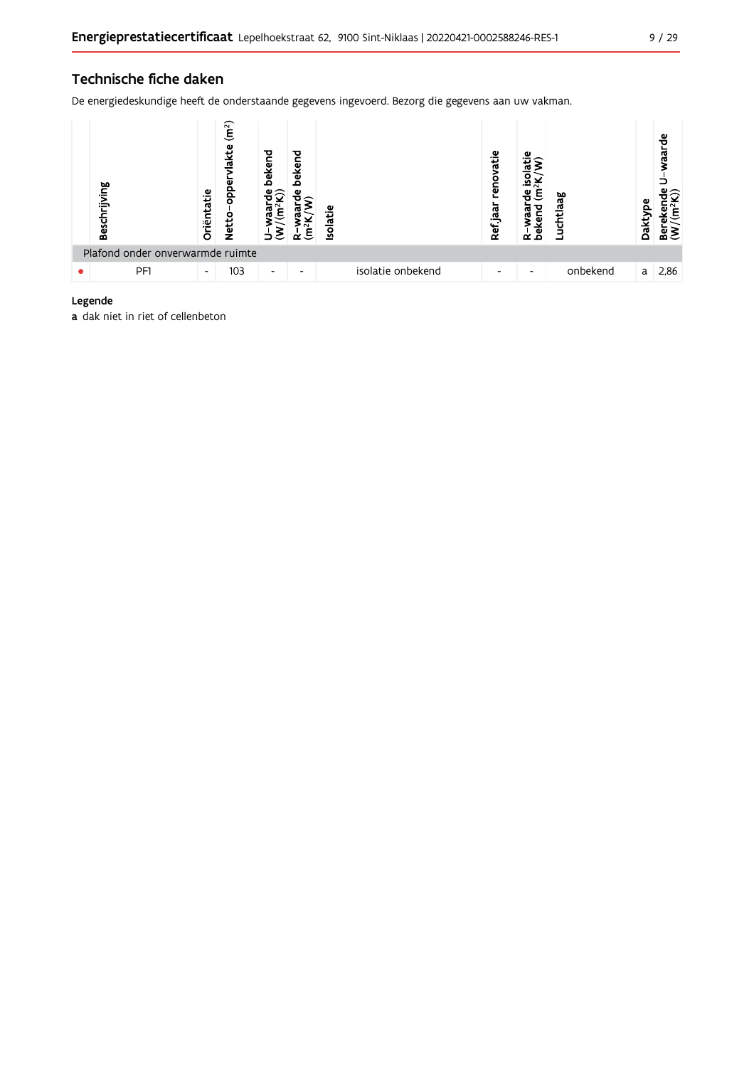## Technische fiche daken

De energiedeskundige heeft de onderstaande gegevens ingevoerd. Bezorg die gegevens aan uw vakman.

| | Beschrijving | Oriëntatie | Netto-oppervlakte ($m^2$) | U-waarde bekend ($W/(m^2K)$) | R-waarde bekend ($m^2K/W$) | Isolatie | Ref.jaar renovatie | R-waarde isolatie bekend ($m^2K/W$) | Luchtlaag | Daktype | Berekende U-waarde ($W/(m^2K)$) |
|---|---|---|---|---|---|---|---|---|---|---|---|
| Plafond onder onverwarmde ruimte | | | | | | | | | | | |
| ● | PF1 | - | 103 | - | - | isolatie onbekend | - | - | onbekend | a | 2,86 |

**Legende**

**a** dak niet in riet of cellenbeton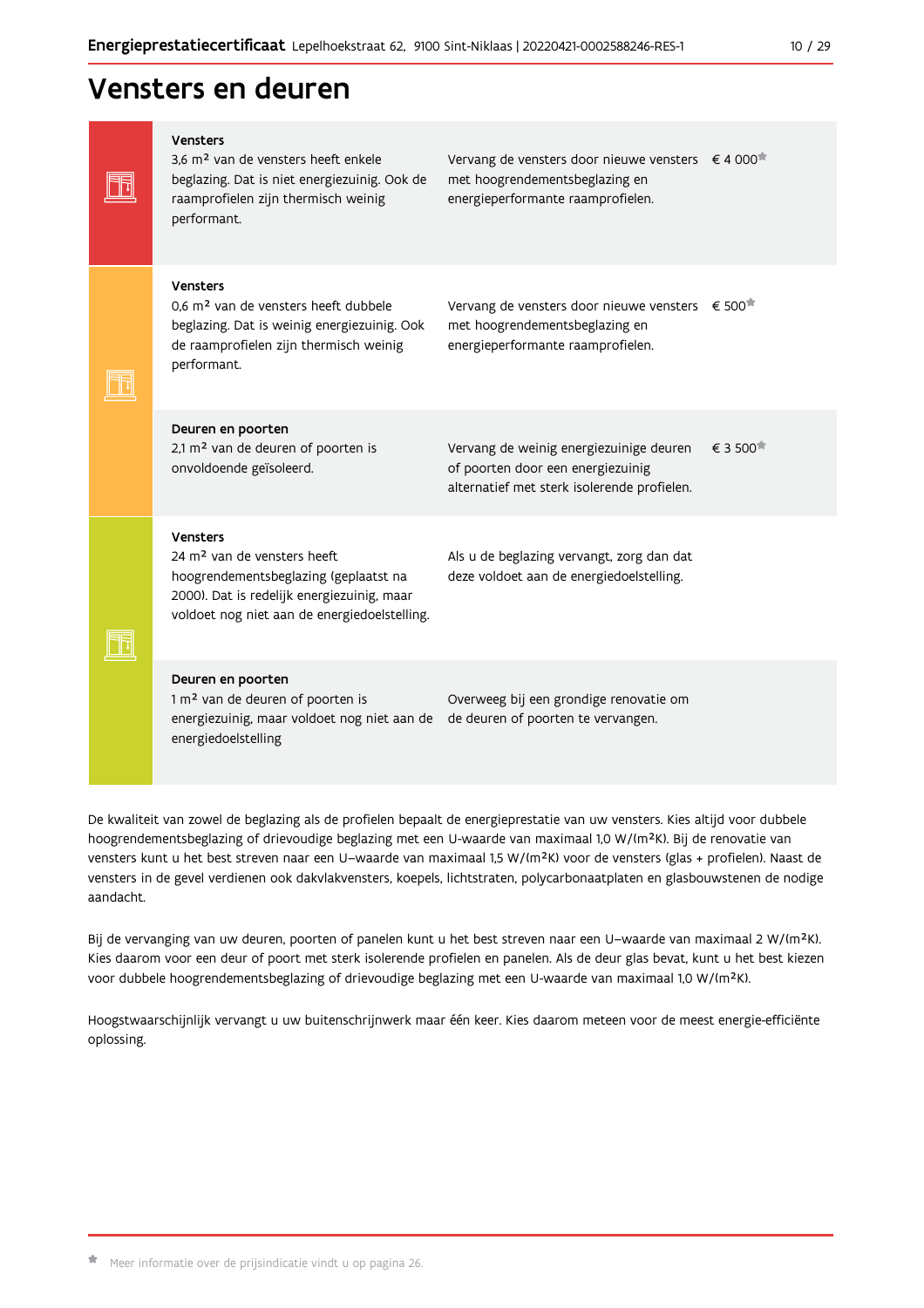# Vensters en deuren

| | Huidige situatie | Aanbeveling | Prijsindicatie |
|---|---|---|---|
| | **Vensters**<br>3,6 m² van de vensters heeft enkele beglazing. Dat is niet energiezuinig. Ook de raamprofielen zijn thermisch weinig performant. | Vervang de vensters door nieuwe vensters met hoogrendementsbeglazing en energieperformante raamprofielen. | € 4 000* |
| | **Vensters**<br>0,6 m² van de vensters heeft dubbele beglazing. Dat is weinig energiezuinig. Ook de raamprofielen zijn thermisch weinig performant. | Vervang de vensters door nieuwe vensters met hoogrendementsbeglazing en energieperformante raamprofielen. | € 500* |
| | **Deuren en poorten**<br>2,1 m² van de deuren of poorten is onvoldoende geïsoleerd. | Vervang de weinig energiezuinige deuren of poorten door een energiezuinig alternatief met sterk isolerende profielen. | € 3 500* |
| | **Vensters**<br>24 m² van de vensters heeft hoogrendementsbeglazing (geplaatst na 2000). Dat is redelijk energiezuinig, maar voldoet nog niet aan de energiedoelstelling. | Als u de beglazing vervangt, zorg dan dat deze voldoet aan de energiedoelstelling. | |
| | **Deuren en poorten**<br>1 m² van de deuren of poorten is energiezuinig, maar voldoet nog niet aan de energiedoelstelling | Overweeg bij een grondige renovatie om de deuren of poorten te vervangen. | |

De kwaliteit van zowel de beglazing als de profielen bepaalt de energieprestatie van uw vensters. Kies altijd voor dubbele hoogrendementsbeglazing of drievoudige beglazing met een U-waarde van maximaal 1,0 W/(m²K). Bij de renovatie van vensters kunt u het best streven naar een U–waarde van maximaal 1,5 W/(m²K) voor de vensters (glas + profielen). Naast de vensters in de gevel verdienen ook dakvlakvensters, koepels, lichtstraten, polycarbonaatplaten en glasbouwstenen de nodige aandacht.

Bij de vervanging van uw deuren, poorten of panelen kunt u het best streven naar een U–waarde van maximaal 2 W/(m²K). Kies daarom voor een deur of poort met sterk isolerende profielen en panelen. Als de deur glas bevat, kunt u het best kiezen voor dubbele hoogrendementsbeglazing of drievoudige beglazing met een U-waarde van maximaal 1,0 W/(m²K).

Hoogstwaarschijnlijk vervangt u uw buitenschrijnwerk maar één keer. Kies daarom meteen voor de meest energie-efficiënte oplossing.

* Meer informatie over de prijsindicatie vindt u op pagina 26.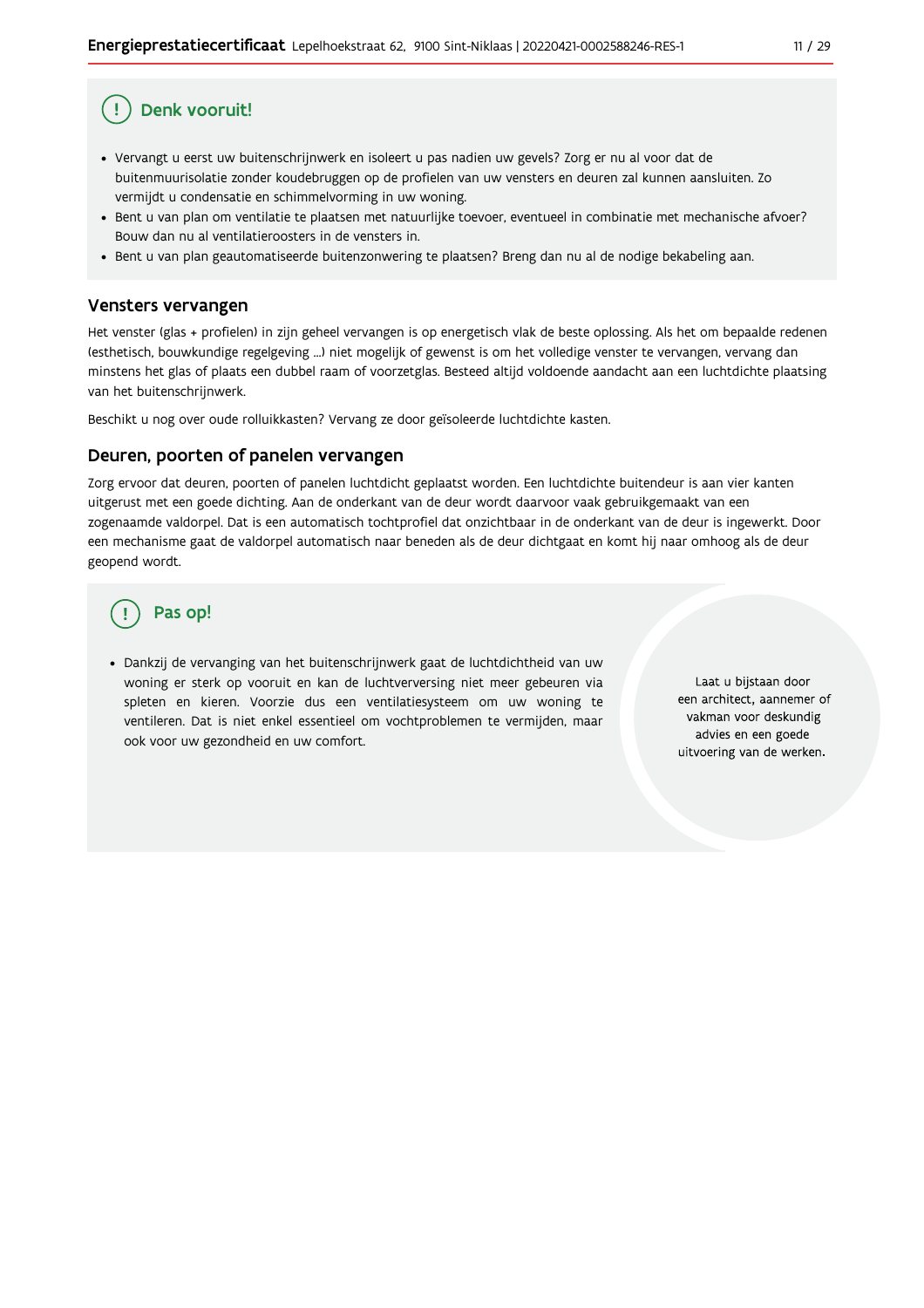## Denk vooruit!

- Vervangt u eerst uw buitenschrijnwerk en isoleert u pas nadien uw gevels? Zorg er nu al voor dat de buitenmuurisolatie zonder koudebruggen op de profielen van uw vensters en deuren zal kunnen aansluiten. Zo vermijdt u condensatie en schimmelvorming in uw woning.
- Bent u van plan om ventilatie te plaatsen met natuurlijke toevoer, eventueel in combinatie met mechanische afvoer? Bouw dan nu al ventilatieroosters in de vensters in.
- Bent u van plan geautomatiseerde buitenzonwering te plaatsen? Breng dan nu al de nodige bekabeling aan.

## Vensters vervangen

Het venster (glas + profielen) in zijn geheel vervangen is op energetisch vlak de beste oplossing. Als het om bepaalde redenen (esthetisch, bouwkundige regelgeving ...) niet mogelijk of gewenst is om het volledige venster te vervangen, vervang dan minstens het glas of plaats een dubbel raam of voorzetglas. Besteed altijd voldoende aandacht aan een luchtdichte plaatsing van het buitenschrijnwerk.

Beschikt u nog over oude rolluikkasten? Vervang ze door geïsoleerde luchtdichte kasten.

## Deuren, poorten of panelen vervangen

Zorg ervoor dat deuren, poorten of panelen luchtdicht geplaatst worden. Een luchtdichte buitendeur is aan vier kanten uitgerust met een goede dichting. Aan de onderkant van de deur wordt daarvoor vaak gebruikgemaakt van een zogenaamde valdorpel. Dat is een automatisch tochtprofiel dat onzichtbaar in de onderkant van de deur is ingewerkt. Door een mechanisme gaat de valdorpel automatisch naar beneden als de deur dichtgaat en komt hij naar omhoog als de deur geopend wordt.

## Pas op!

- Dankzij de vervanging van het buitenschrijnwerk gaat de luchtdichtheid van uw woning er sterk op vooruit en kan de luchtverversing niet meer gebeuren via spleten en kieren. Voorzie dus een ventilatiesysteem om uw woning te ventileren. Dat is niet enkel essentieel om vochtproblemen te vermijden, maar ook voor uw gezondheid en uw comfort.

Laat u bijstaan door een architect, aannemer of vakman voor deskundig advies en een goede uitvoering van de werken.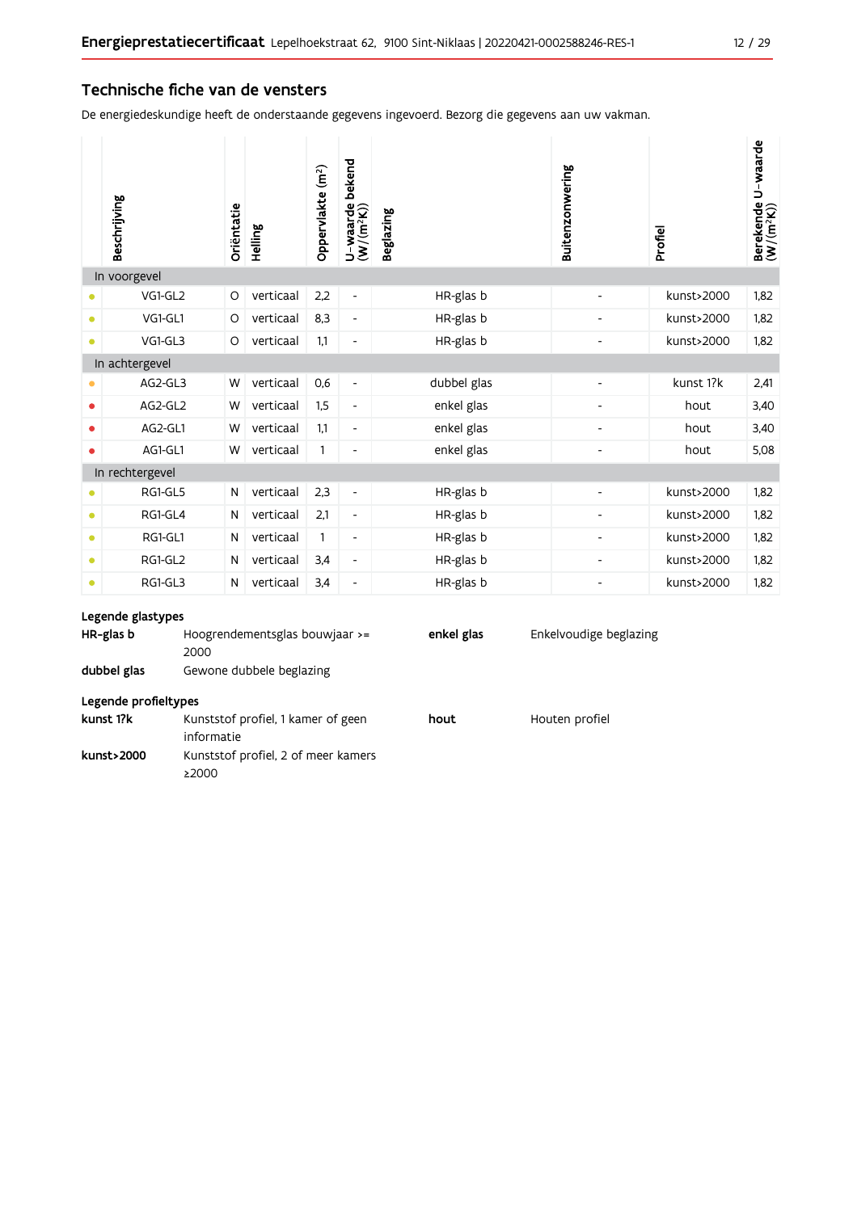## Technische fiche van de vensters

De energiedeskundige heeft de onderstaande gegevens ingevoerd. Bezorg die gegevens aan uw vakman.

| | Beschrijving | Oriëntatie | Helling | Oppervlakte ($m^2$) | U-waarde bekend ($W/(m^2K)$) | Beglazing | Buitenzonwering | Profiel | Berekende U-waarde ($W/(m^2K)$) |
|---|---|---|---|---|---|---|---|---|---|
| **In voorgevel** | | | | | | | | | |
| ● | VG1-GL2 | O | verticaal | 2,2 | - | HR-glas b | - | kunst>2000 | 1,82 |
| ● | VG1-GL1 | O | verticaal | 8,3 | - | HR-glas b | - | kunst>2000 | 1,82 |
| ● | VG1-GL3 | O | verticaal | 1,1 | - | HR-glas b | - | kunst>2000 | 1,82 |
| **In achtergevel** | | | | | | | | | |
| ● | AG2-GL3 | W | verticaal | 0,6 | - | dubbel glas | - | kunst 1?k | 2,41 |
| ● | AG2-GL2 | W | verticaal | 1,5 | - | enkel glas | - | hout | 3,40 |
| ● | AG2-GL1 | W | verticaal | 1,1 | - | enkel glas | - | hout | 3,40 |
| ● | AG1-GL1 | W | verticaal | 1 | - | enkel glas | - | hout | 5,08 |
| **In rechtergevel** | | | | | | | | | |
| ● | RG1-GL5 | N | verticaal | 2,3 | - | HR-glas b | - | kunst>2000 | 1,82 |
| ● | RG1-GL4 | N | verticaal | 2,1 | - | HR-glas b | - | kunst>2000 | 1,82 |
| ● | RG1-GL1 | N | verticaal | 1 | - | HR-glas b | - | kunst>2000 | 1,82 |
| ● | RG1-GL2 | N | verticaal | 3,4 | - | HR-glas b | - | kunst>2000 | 1,82 |
| ● | RG1-GL3 | N | verticaal | 3,4 | - | HR-glas b | - | kunst>2000 | 1,82 |

**Legende glastypes**

| | |
|---|---|
| **HR-glas b** | Hoogrendementsglas bouwjaar >= 2000 |
| **dubbel glas** | Gewone dubbele beglazing |
| **enkel glas** | Enkelvoudige beglazing |

**Legende profieltypes**

| | |
|---|---|
| **kunst 1?k** | Kunststof profiel, 1 kamer of geen informatie |
| **kunst>2000** | Kunststof profiel, 2 of meer kamers ≥2000 |
| **hout** | Houten profiel |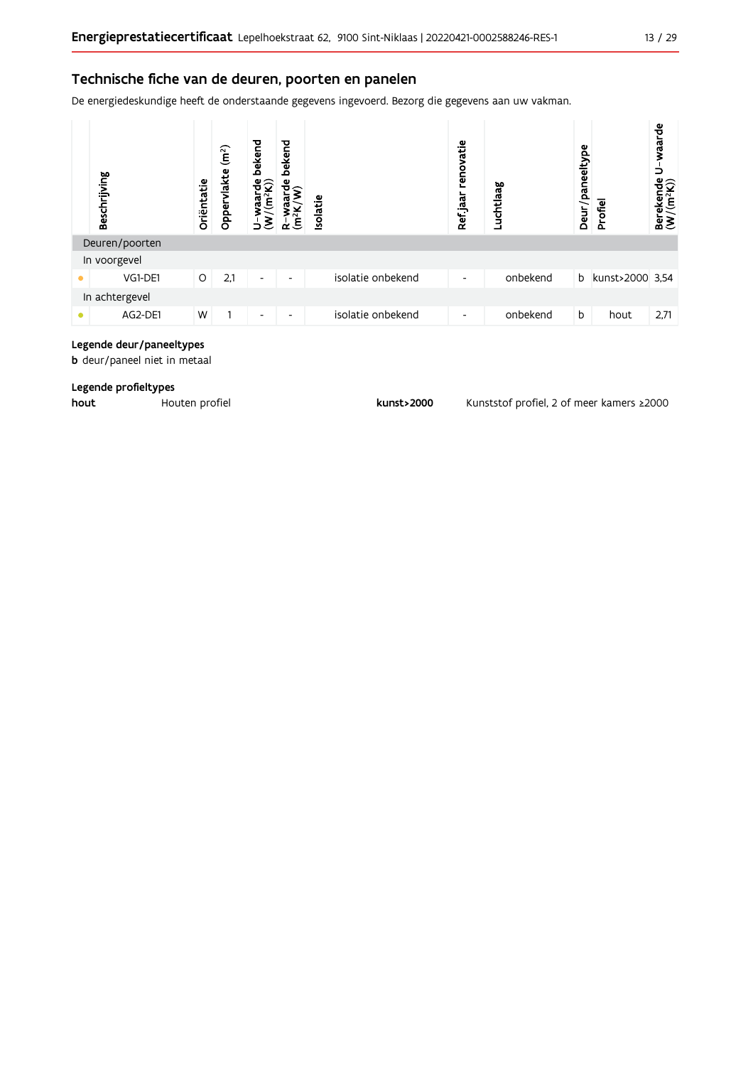## Technische fiche van de deuren, poorten en panelen

De energiedeskundige heeft de onderstaande gegevens ingevoerd. Bezorg die gegevens aan uw vakman.

| | Beschrijving | Oriëntatie | Oppervlakte (m²) | U-waarde bekend (W/(m²K)) | R-waarde bekend (m²K/W) | Isolatie | Ref.jaar renovatie | Luchtlaag | Deur/paneeltype | Profiel | Berekende U-waarde (W/(m²K)) |
|---|---|---|---|---|---|---|---|---|---|---|---|
| Deuren/poorten | | | | | | | | | | | |
| In voorgevel | | | | | | | | | | | |
| • | VG1-DE1 | O | 2,1 | - | - | isolatie onbekend | - | onbekend | b | kunst>2000 | 3,54 |
| In achtergevel | | | | | | | | | | | |
| • | AG2-DE1 | W | 1 | - | - | isolatie onbekend | - | onbekend | b | hout | 2,71 |

**Legende deur/paneeltypes**

**b** deur/paneel niet in metaal

**Legende profieltypes**

| | |
|---|---|
| **hout** | Houten profiel |
| **kunst>2000** | Kunststof profiel, 2 of meer kamers ≥2000 |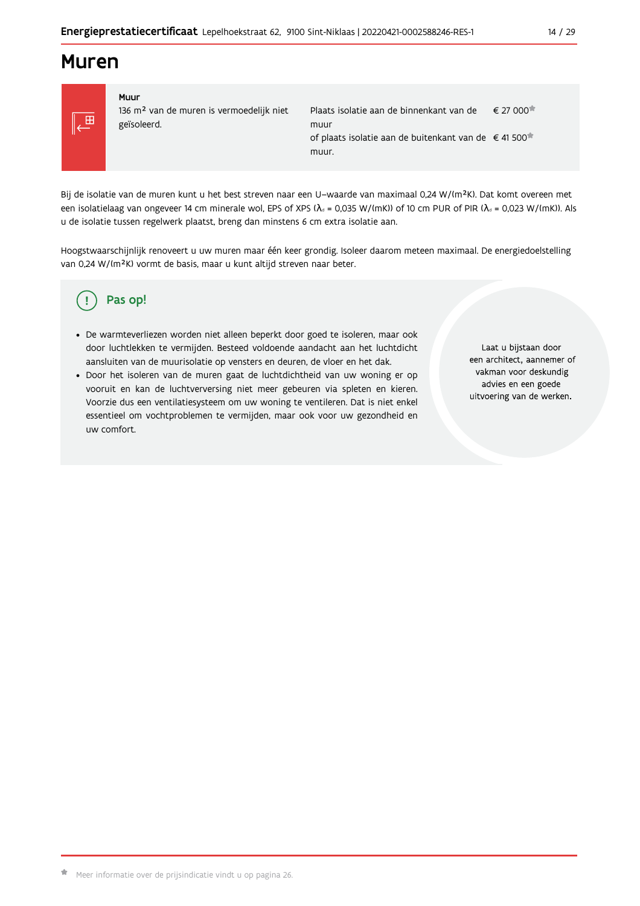# Muren

| Muur | | |
|---|---|---|
| 136 m² van de muren is vermoedelijk niet geïsoleerd. | Plaats isolatie aan de binnenkant van de muur | € 27 000* |
| | of plaats isolatie aan de buitenkant van de muur. | € 41 500* |

Bij de isolatie van de muren kunt u het best streven naar een U-waarde van maximaal 0,24 W/(m²K). Dat komt overeen met een isolatielaag van ongeveer 14 cm minerale wol, EPS of XPS ($\lambda_d$ = 0,035 W/(mK)) of 10 cm PUR of PIR ($\lambda_d$ = 0,023 W/(mK)). Als u de isolatie tussen regelwerk plaatst, breng dan minstens 6 cm extra isolatie aan.

Hoogstwaarschijnlijk renoveert u uw muren maar één keer grondig. Isoleer daarom meteen maximaal. De energiedoelstelling van 0,24 W/(m²K) vormt de basis, maar u kunt altijd streven naar beter.

## Pas op!

- De warmteverliezen worden niet alleen beperkt door goed te isoleren, maar ook door luchtlekken te vermijden. Besteed voldoende aandacht aan het luchtdicht aansluiten van de muurisolatie op vensters en deuren, de vloer en het dak.
- Door het isoleren van de muren gaat de luchtdichtheid van uw woning er op vooruit en kan de luchtverversing niet meer gebeuren via spleten en kieren. Voorzie dus een ventilatiesysteem om uw woning te ventileren. Dat is niet enkel essentieel om vochtproblemen te vermijden, maar ook voor uw gezondheid en uw comfort.

Laat u bijstaan door een architect, aannemer of vakman voor deskundig advies en een goede uitvoering van de werken.

* Meer informatie over de prijsindicatie vindt u op pagina 26.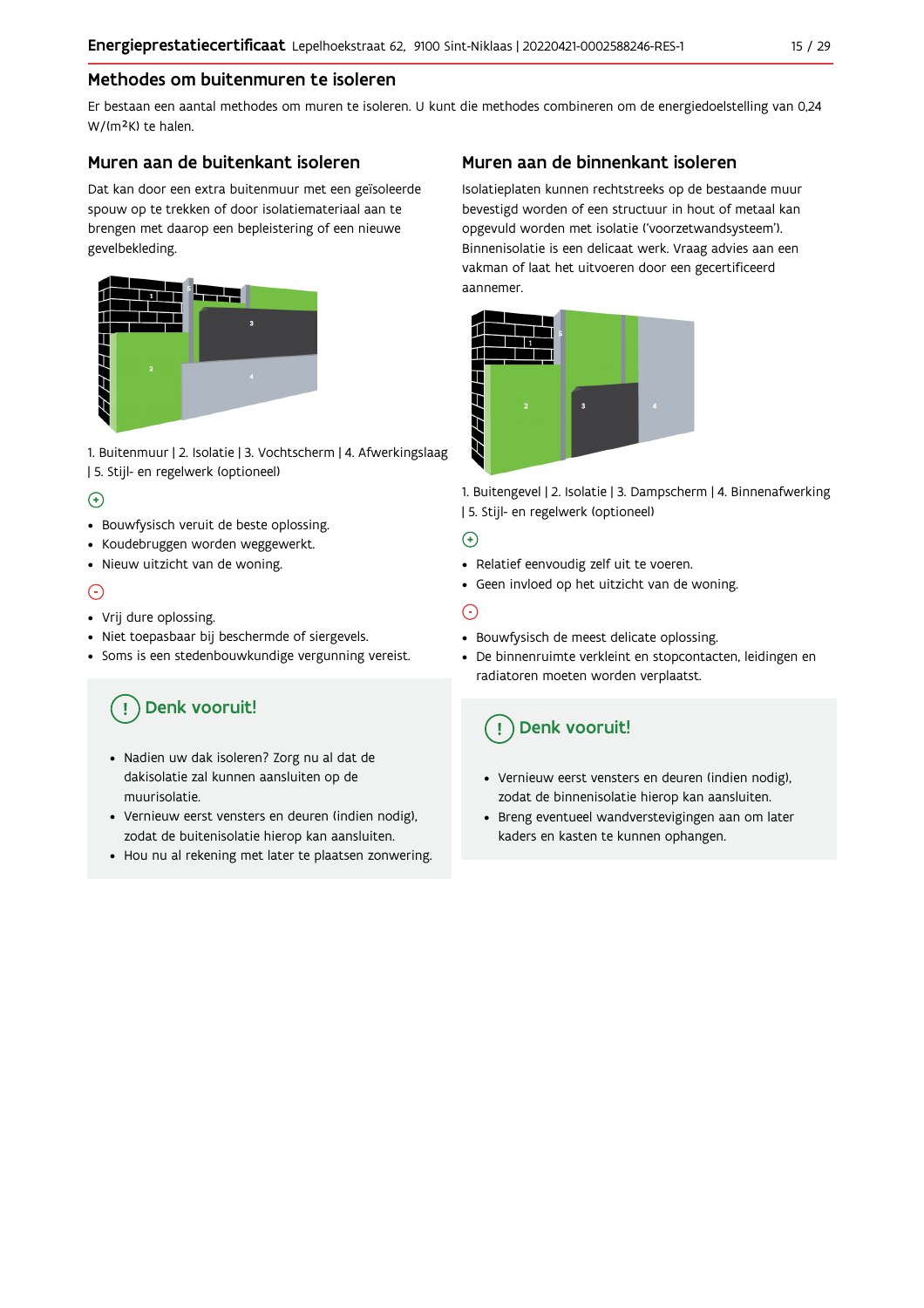## Methodes om buitenmuren te isoleren

Er bestaan een aantal methodes om muren te isoleren. U kunt die methodes combineren om de energiedoelstelling van 0,24 W/(m²K) te halen.

### Muren aan de buitenkant isoleren

Dat kan door een extra buitenmuur met een geïsoleerde spouw op te trekken of door isolatiemateriaal aan te brengen met daarop een bepleistering of een nieuwe gevelbekleding.

1. Buitenmuur | 2. Isolatie | 3. Vochtscherm | 4. Afwerkingslaag | 5. Stijl- en regelwerk (optioneel)

⊕

- Bouwfysisch veruit de beste oplossing.
- Koudebruggen worden weggewerkt.
- Nieuw uitzicht van de woning.

⊖

- Vrij dure oplossing.
- Niet toepasbaar bij beschermde of siergevels.
- Soms is een stedenbouwkundige vergunning vereist.

#### Denk vooruit!

- Nadien uw dak isoleren? Zorg nu al dat de dakisolatie zal kunnen aansluiten op de muurisolatie.
- Vernieuw eerst vensters en deuren (indien nodig), zodat de buitenisolatie hierop kan aansluiten.
- Hou nu al rekening met later te plaatsen zonwering.

### Muren aan de binnenkant isoleren

Isolatieplaten kunnen rechtstreeks op de bestaande muur bevestigd worden of een structuur in hout of metaal kan opgevuld worden met isolatie ('voorzetwandsysteem'). Binnenisolatie is een delicaat werk. Vraag advies aan een vakman of laat het uitvoeren door een gecertificeerd aannemer.

1. Buitengevel | 2. Isolatie | 3. Dampscherm | 4. Binnenafwerking | 5. Stijl- en regelwerk (optioneel)

⊕

- Relatief eenvoudig zelf uit te voeren.
- Geen invloed op het uitzicht van de woning.

⊖

- Bouwfysisch de meest delicate oplossing.
- De binnenruimte verkleint en stopcontacten, leidingen en radiatoren moeten worden verplaatst.

#### Denk vooruit!

- Vernieuw eerst vensters en deuren (indien nodig), zodat de binnenisolatie hierop kan aansluiten.
- Breng eventueel wandverstevigingen aan om later kaders en kasten te kunnen ophangen.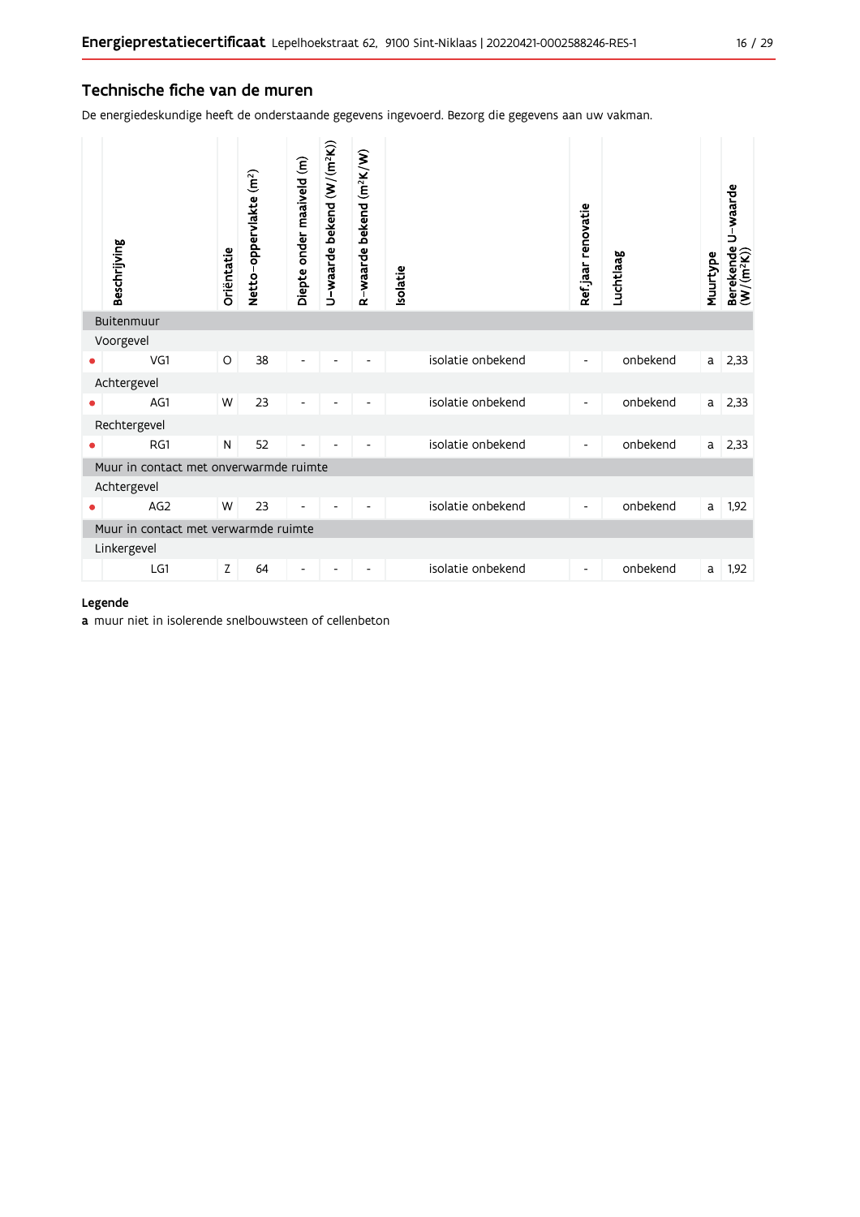## Technische fiche van de muren

De energiedeskundige heeft de onderstaande gegevens ingevoerd. Bezorg die gegevens aan uw vakman.

| | Beschrijving | Oriëntatie | Netto-oppervlakte ($m^2$) | Diepte onder maaiveld (m) | U-waarde bekend ($W/(m^2K)$) | R-waarde bekend ($m^2K/W$) | Isolatie | Ref.jaar renovatie | Luchtlaag | Muurtype | Berekende U-waarde ($W/(m^2K)$) |
|---|---|---|---|---|---|---|---|---|---|---|---|
| | **Buitenmuur** | | | | | | | | | | |
| | Voorgevel | | | | | | | | | | |
| • | VG1 | O | 38 | - | - | - | isolatie onbekend | - | onbekend | a | 2,33 |
| | Achtergevel | | | | | | | | | | |
| • | AG1 | W | 23 | - | - | - | isolatie onbekend | - | onbekend | a | 2,33 |
| | Rechtergevel | | | | | | | | | | |
| • | RG1 | N | 52 | - | - | - | isolatie onbekend | - | onbekend | a | 2,33 |
| | **Muur in contact met onverwarmde ruimte** | | | | | | | | | | |
| | Achtergevel | | | | | | | | | | |
| • | AG2 | W | 23 | - | - | - | isolatie onbekend | - | onbekend | a | 1,92 |
| | **Muur in contact met verwarmde ruimte** | | | | | | | | | | |
| | Linkergevel | | | | | | | | | | |
| | LG1 | Z | 64 | - | - | - | isolatie onbekend | - | onbekend | a | 1,92 |

**Legende**

**a** muur niet in isolerende snelbouwsteen of cellenbeton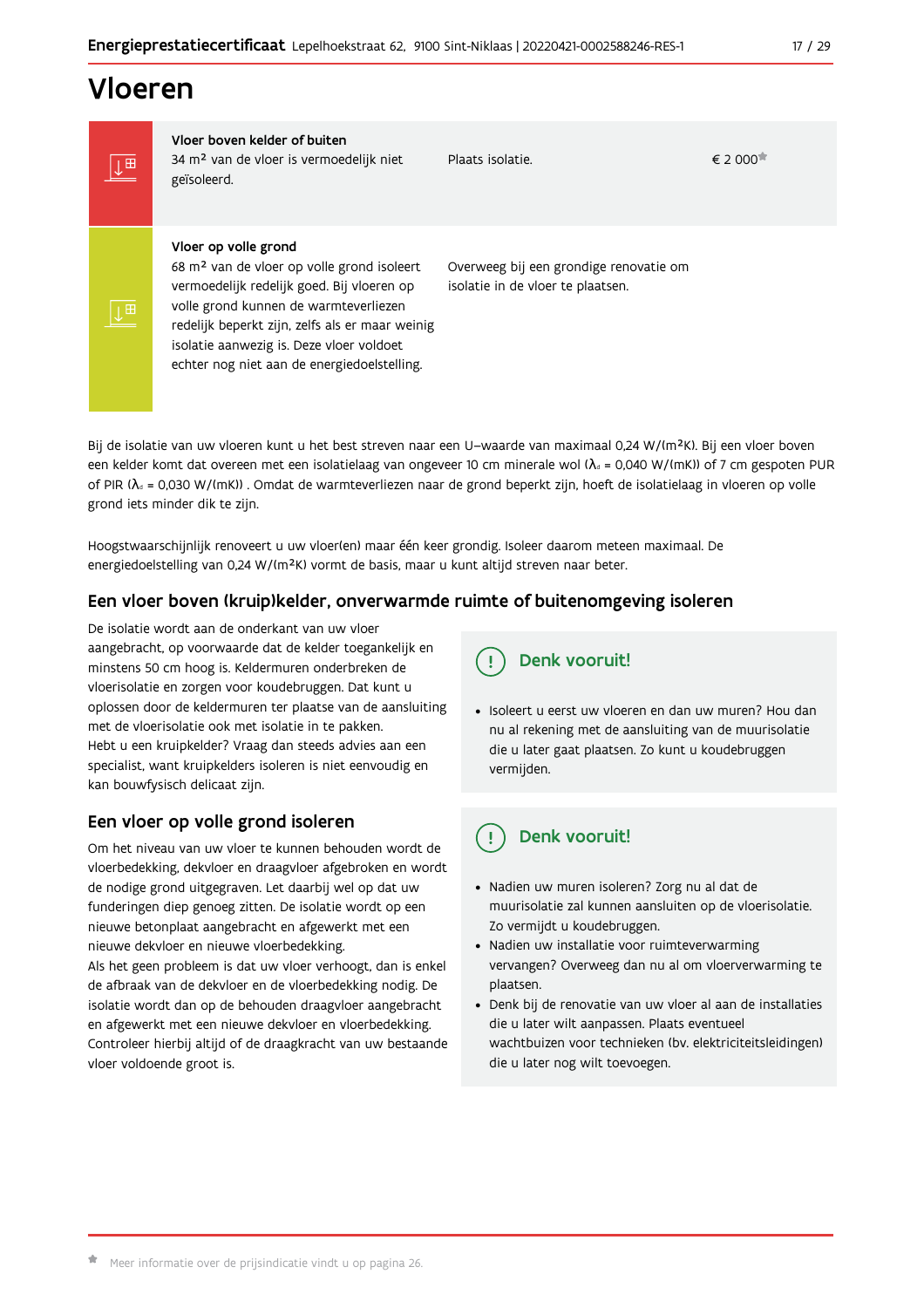# Vloeren

| | | | |
|---|---|---|---|
| | **Vloer boven kelder of buiten**<br>34 m² van de vloer is vermoedelijk niet geïsoleerd. | Plaats isolatie. | € 2 000* |
| | **Vloer op volle grond**<br>68 m² van de vloer op volle grond isoleert vermoedelijk redelijk goed. Bij vloeren op volle grond kunnen de warmteverliezen redelijk beperkt zijn, zelfs als er maar weinig isolatie aanwezig is. Deze vloer voldoet echter nog niet aan de energiedoelstelling. | Overweeg bij een grondige renovatie om isolatie in de vloer te plaatsen. | |

Bij de isolatie van uw vloeren kunt u het best streven naar een U-waarde van maximaal 0,24 W/(m²K). Bij een vloer boven een kelder komt dat overeen met een isolatielaag van ongeveer 10 cm minerale wol ($\lambda_d$ = 0,040 W/(mK)) of 7 cm gespoten PUR of PIR ($\lambda_d$ = 0,030 W/(mK)) . Omdat de warmteverliezen naar de grond beperkt zijn, hoeft de isolatielaag in vloeren op volle grond iets minder dik te zijn.

Hoogstwaarschijnlijk renoveert u uw vloer(en) maar één keer grondig. Isoleer daarom meteen maximaal. De energiedoelstelling van 0,24 W/(m²K) vormt de basis, maar u kunt altijd streven naar beter.

## Een vloer boven (kruip)kelder, onverwarmde ruimte of buitenomgeving isoleren

De isolatie wordt aan de onderkant van uw vloer aangebracht, op voorwaarde dat de kelder toegankelijk en minstens 50 cm hoog is. Keldermuren onderbreken de vloerisolatie en zorgen voor koudebruggen. Dat kunt u oplossen door de keldermuren ter plaatse van de aansluiting met de vloerisolatie ook met isolatie in te pakken.
Hebt u een kruipkelder? Vraag dan steeds advies aan een specialist, want kruipkelders isoleren is niet eenvoudig en kan bouwfysisch delicaat zijn.

### Denk vooruit!

- Isoleert u eerst uw vloeren en dan uw muren? Hou dan nu al rekening met de aansluiting van de muurisolatie die u later gaat plaatsen. Zo kunt u koudebruggen vermijden.

## Een vloer op volle grond isoleren

Om het niveau van uw vloer te kunnen behouden wordt de vloerbedekking, dekvloer en draagvloer afgebroken en wordt de nodige grond uitgegraven. Let daarbij wel op dat uw funderingen diep genoeg zitten. De isolatie wordt op een nieuwe betonplaat aangebracht en afgewerkt met een nieuwe dekvloer en nieuwe vloerbedekking.
Als het geen probleem is dat uw vloer verhoogt, dan is enkel de afbraak van de dekvloer en de vloerbedekking nodig. De isolatie wordt dan op de behouden draagvloer aangebracht en afgewerkt met een nieuwe dekvloer en vloerbedekking. Controleer hierbij altijd of de draagkracht van uw bestaande vloer voldoende groot is.

### Denk vooruit!

- Nadien uw muren isoleren? Zorg nu al dat de muurisolatie zal kunnen aansluiten op de vloerisolatie. Zo vermijdt u koudebruggen.
- Nadien uw installatie voor ruimteverwarming vervangen? Overweeg dan nu al om vloerverwarming te plaatsen.
- Denk bij de renovatie van uw vloer al aan de installaties die u later wilt aanpassen. Plaats eventueel wachtbuizen voor technieken (bv. elektriciteitsleidingen) die u later nog wilt toevoegen.

* Meer informatie over de prijsindicatie vindt u op pagina 26.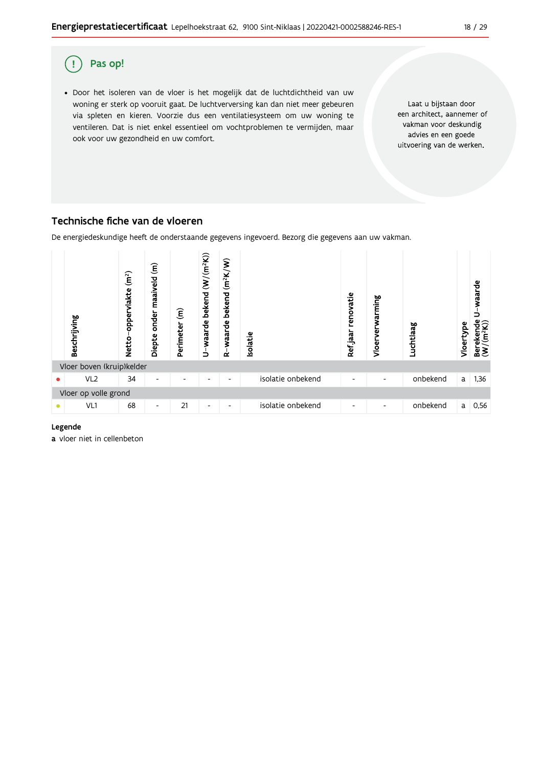## Pas op!

- Door het isoleren van de vloer is het mogelijk dat de luchtdichtheid van uw woning er sterk op vooruit gaat. De luchtverversing kan dan niet meer gebeuren via spleten en kieren. Voorzie dus een ventilatiesysteem om uw woning te ventileren. Dat is niet enkel essentieel om vochtproblemen te vermijden, maar ook voor uw gezondheid en uw comfort.

Laat u bijstaan door een architect, aannemer of vakman voor deskundig advies en een goede uitvoering van de werken.

## Technische fiche van de vloeren

De energiedeskundige heeft de onderstaande gegevens ingevoerd. Bezorg die gegevens aan uw vakman.

| | Beschrijving | Netto-oppervlakte (m²) | Diepte onder maaiveld (m) | Perimeter (m) | U-waarde bekend (W/(m²K)) | R-waarde bekend (m²K/W) | Isolatie | Ref jaar renovatie | Vloerverwarming | Luchtlaag | Vloertype | Berekende U-waarde (W/(m²K)) |
|---|---|---|---|---|---|---|---|---|---|---|---|---|
| Vloer boven (kruip)kelder | | | | | | | | | | | | |
| ● | VL2 | 34 | - | - | - | - | isolatie onbekend | - | - | onbekend | a | 1,36 |
| Vloer op volle grond | | | | | | | | | | | | |
| ● | VL1 | 68 | - | 21 | - | - | isolatie onbekend | - | - | onbekend | a | 0,56 |

**Legende**

**a** vloer niet in cellenbeton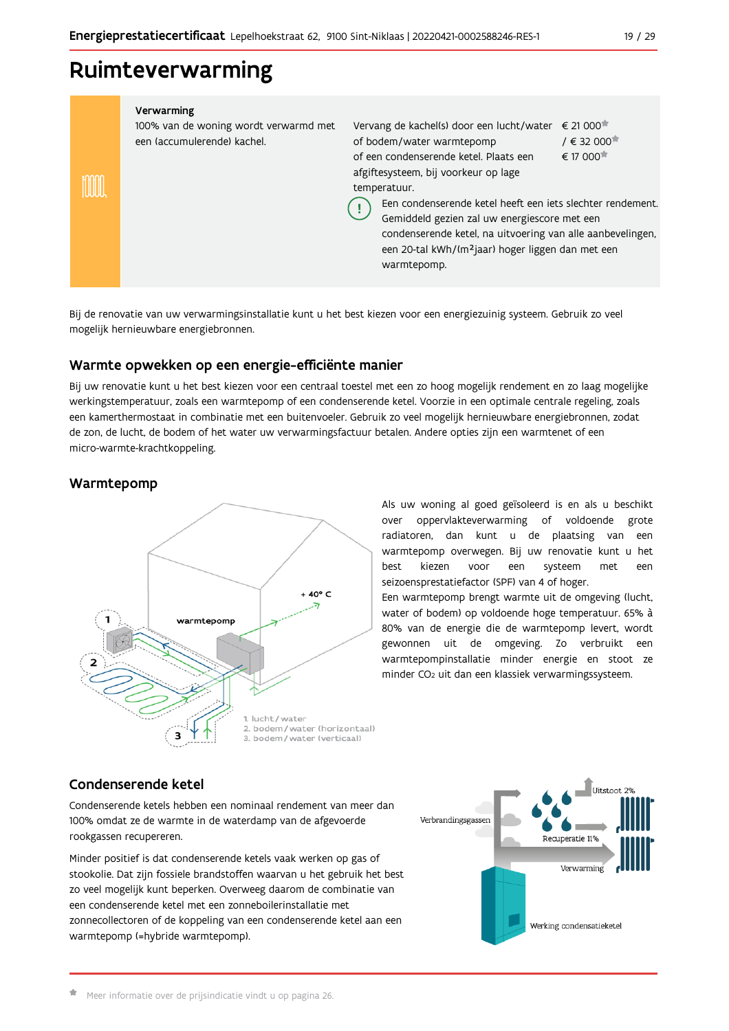# Ruimteverwarming

**Verwarming**

100% van de woning wordt verwarmd met een (accumulerende) kachel.

| | |
|---|---|
| Vervang de kachel(s) door een lucht/water of bodem/water warmtepomp of een condenserende ketel. Plaats een afgiftesysteem, bij voorkeur op lage temperatuur. | € 21 000* / € 32 000* € 17 000* |

Een condenserende ketel heeft een iets slechter rendement. Gemiddeld gezien zal uw energiescore met een condenserende ketel, na uitvoering van alle aanbevelingen, een 20-tal kWh/(m²jaar) hoger liggen dan met een warmtepomp.

Bij de renovatie van uw verwarmingsinstallatie kunt u het best kiezen voor een energiezuinig systeem. Gebruik zo veel mogelijk hernieuwbare energiebronnen.

## Warmte opwekken op een energie-efficiënte manier

Bij uw renovatie kunt u het best kiezen voor een centraal toestel met een zo hoog mogelijk rendement en zo laag mogelijke werkingstemperatuur, zoals een warmtepomp of een condenserende ketel. Voorzie in een optimale centrale regeling, zoals een kamerthermostaat in combinatie met een buitenvoeler. Gebruik zo veel mogelijk hernieuwbare energiebronnen, zodat de zon, de lucht, de bodem of het water uw verwarmingsfactuur betalen. Andere opties zijn een warmtenet of een micro-warmte-krachtkoppeling.

## Warmtepomp

1. lucht/water
2. bodem/water (horizontaal)
3. bodem/water (verticaal)

Als uw woning al goed geïsoleerd is en als u beschikt over oppervlakteverwarming of voldoende grote radiatoren, dan kunt u de plaatsing van een warmtepomp overwegen. Bij uw renovatie kunt u het best kiezen voor een systeem met een seizoensprestatiefactor (SPF) van 4 of hoger.

Een warmtepomp brengt warmte uit de omgeving (lucht, water of bodem) op voldoende hoge temperatuur. 65% à 80% van de energie die de warmtepomp levert, wordt gewonnen uit de omgeving. Zo verbruikt een warmtepompinstallatie minder energie en stoot ze minder $CO_2$ uit dan een klassiek verwarmingssysteem.

## Condenserende ketel

Condenserende ketels hebben een nominaal rendement van meer dan 100% omdat ze de warmte in de waterdamp van de afgevoerde rookgassen recupereren.

Minder positief is dat condenserende ketels vaak werken op gas of stookolie. Dat zijn fossiele brandstoffen waarvan u het gebruik het best zo veel mogelijk kunt beperken. Overweeg daarom de combinatie van een condenserende ketel met een zonneboilerinstallatie met zonnecollectoren of de koppeling van een condenserende ketel aan een warmtepomp (=hybride warmtepomp).

\* Meer informatie over de prijsindicatie vindt u op pagina 26.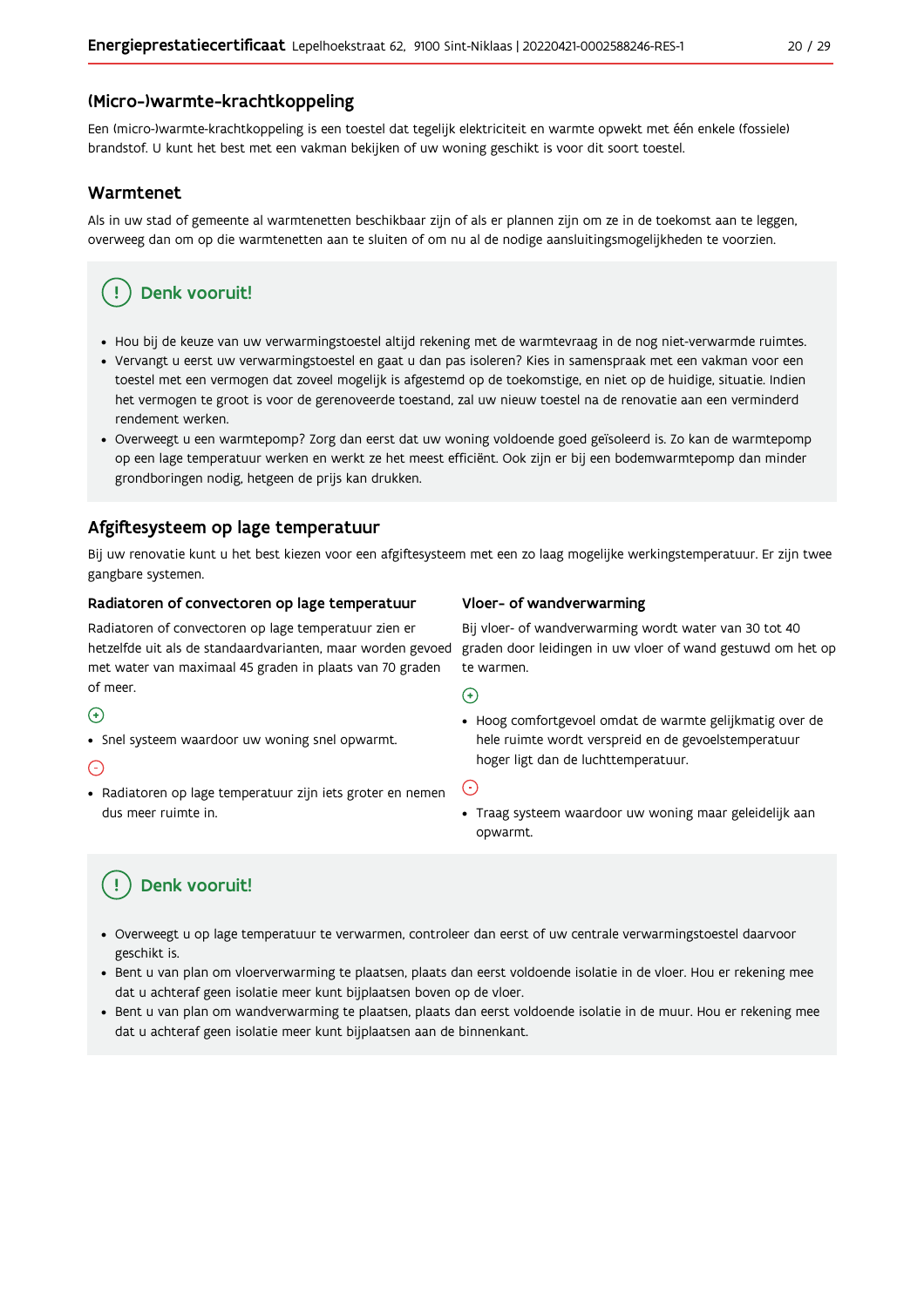## (Micro-)warmte-krachtkoppeling

Een (micro-)warmte-krachtkoppeling is een toestel dat tegelijk elektriciteit en warmte opwekt met één enkele (fossiele) brandstof. U kunt het best met een vakman bekijken of uw woning geschikt is voor dit soort toestel.

## Warmtenet

Als in uw stad of gemeente al warmtenetten beschikbaar zijn of als er plannen zijn om ze in de toekomst aan te leggen, overweeg dan om op die warmtenetten aan te sluiten of om nu al de nodige aansluitingsmogelijkheden te voorzien.

### Denk vooruit!

- Hou bij de keuze van uw verwarmingstoestel altijd rekening met de warmtevraag in de nog niet-verwarmde ruimtes.
- Vervangt u eerst uw verwarmingstoestel en gaat u dan pas isoleren? Kies in samenspraak met een vakman voor een toestel met een vermogen dat zoveel mogelijk is afgestemd op de toekomstige, en niet op de huidige, situatie. Indien het vermogen te groot is voor de gerenoveerde toestand, zal uw nieuw toestel na de renovatie aan een verminderd rendement werken.
- Overweegt u een warmtepomp? Zorg dan eerst dat uw woning voldoende goed geïsoleerd is. Zo kan de warmtepomp op een lage temperatuur werken en werkt ze het meest efficiënt. Ook zijn er bij een bodemwarmtepomp dan minder grondboringen nodig, hetgeen de prijs kan drukken.

## Afgiftesysteem op lage temperatuur

Bij uw renovatie kunt u het best kiezen voor een afgiftesysteem met een zo laag mogelijke werkingstemperatuur. Er zijn twee gangbare systemen.

### Radiatoren of convectoren op lage temperatuur

Radiatoren of convectoren op lage temperatuur zien er hetzelfde uit als de standaardvarianten, maar worden gevoed met water van maximaal 45 graden in plaats van 70 graden of meer.

(+)

- Snel systeem waardoor uw woning snel opwarmt.

(−)

- Radiatoren op lage temperatuur zijn iets groter en nemen dus meer ruimte in.

### Vloer- of wandverwarming

Bij vloer- of wandverwarming wordt water van 30 tot 40 graden door leidingen in uw vloer of wand gestuwd om het op te warmen.

(+)

- Hoog comfortgevoel omdat de warmte gelijkmatig over de hele ruimte wordt verspreid en de gevoelstemperatuur hoger ligt dan de luchttemperatuur.

(−)

- Traag systeem waardoor uw woning maar geleidelijk aan opwarmt.

### Denk vooruit!

- Overweegt u op lage temperatuur te verwarmen, controleer dan eerst of uw centrale verwarmingstoestel daarvoor geschikt is.
- Bent u van plan om vloerverwarming te plaatsen, plaats dan eerst voldoende isolatie in de vloer. Hou er rekening mee dat u achteraf geen isolatie meer kunt bijplaatsen boven op de vloer.
- Bent u van plan om wandverwarming te plaatsen, plaats dan eerst voldoende isolatie in de muur. Hou er rekening mee dat u achteraf geen isolatie meer kunt bijplaatsen aan de binnenkant.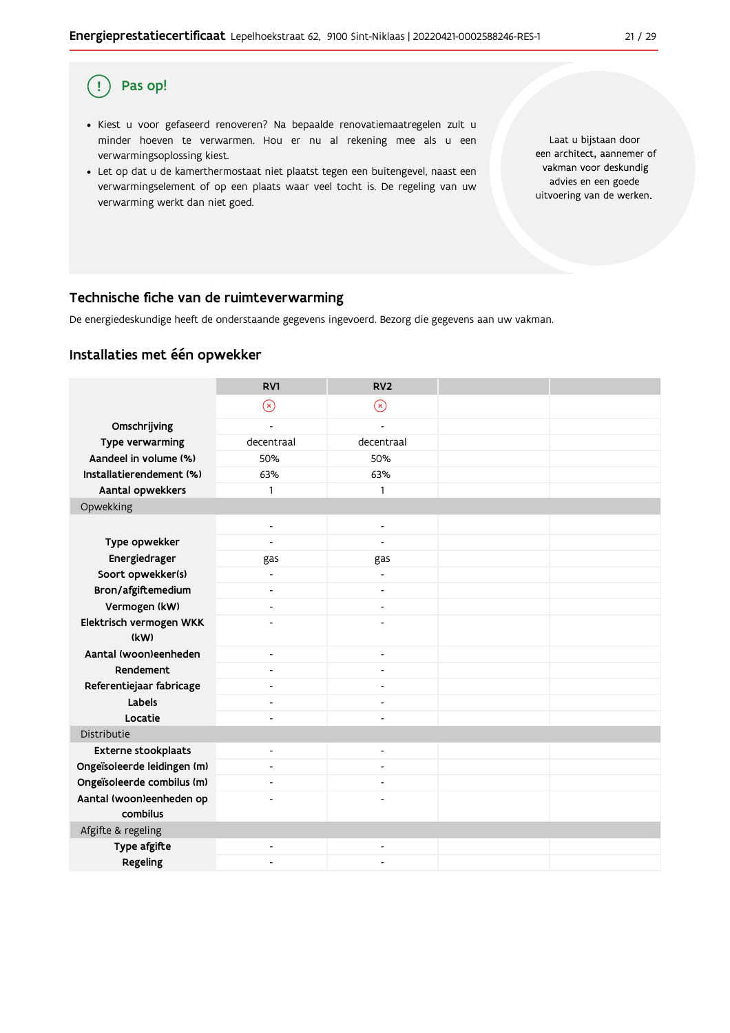**Pas op!**

- Kiest u voor gefaseerd renoveren? Na bepaalde renovatiemaatregelen zult u minder hoeven te verwarmen. Hou er nu al rekening mee als u een verwarmingsoplossing kiest.
- Let op dat u de kamerthermostaat niet plaatst tegen een buitengevel, naast een verwarmingselement of op een plaats waar veel tocht is. De regeling van uw verwarming werkt dan niet goed.

Laat u bijstaan door een architect, aannemer of vakman voor deskundig advies en een goede uitvoering van de werken.

## Technische fiche van de ruimteverwarming

De energiedeskundige heeft de onderstaande gegevens ingevoerd. Bezorg die gegevens aan uw vakman.

## Installaties met één opwekker

| | RV1 | RV2 | | |
|---|---|---|---|---|
| | ⊗ | ⊗ | | |
| Omschrijving | - | - | | |
| Type verwarming | decentraal | decentraal | | |
| Aandeel in volume (%) | 50% | 50% | | |
| Installatierendement (%) | 63% | 63% | | |
| Aantal opwekkers | 1 | 1 | | |
| Opwekking | | | | |
| | - | - | | |
| Type opwekker | - | - | | |
| Energiedrager | gas | gas | | |
| Soort opwekker(s) | - | - | | |
| Bron/afgiftemedium | - | - | | |
| Vermogen (kW) | - | - | | |
| Elektrisch vermogen WKK (kW) | - | - | | |
| Aantal (woon)eenheden | - | - | | |
| Rendement | - | - | | |
| Referentiejaar fabricage | - | - | | |
| Labels | - | - | | |
| Locatie | - | - | | |
| Distributie | | | | |
| Externe stookplaats | - | - | | |
| Ongeïsoleerde leidingen (m) | - | - | | |
| Ongeïsoleerde combilus (m) | - | - | | |
| Aantal (woon)eenheden op combilus | - | - | | |
| Afgifte & regeling | | | | |
| Type afgifte | - | - | | |
| Regeling | - | - | | |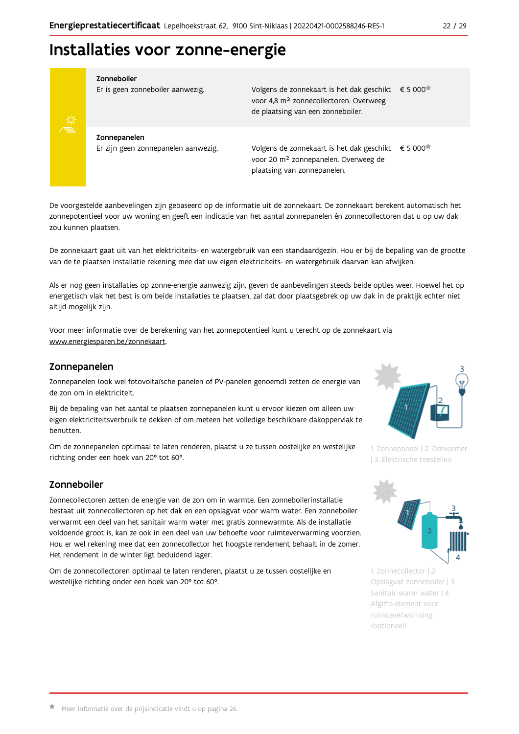# Installaties voor zonne-energie

| | | |
|---|---|---|
| **Zonneboiler**<br>Er is geen zonneboiler aanwezig. | Volgens de zonnekaart is het dak geschikt voor 4,8 m² zonnecollectoren. Overweeg de plaatsing van een zonneboiler. | € 5 000* |
| **Zonnepanelen**<br>Er zijn geen zonnepanelen aanwezig. | Volgens de zonnekaart is het dak geschikt voor 20 m² zonnepanelen. Overweeg de plaatsing van zonnepanelen. | € 5 000* |

De voorgestelde aanbevelingen zijn gebaseerd op de informatie uit de zonnekaart. De zonnekaart berekent automatisch het zonnepotentieel voor uw woning en geeft een indicatie van het aantal zonnepanelen én zonnecollectoren dat u op uw dak zou kunnen plaatsen.

De zonnekaart gaat uit van het elektriciteits- en watergebruik van een standaardgezin. Hou er bij de bepaling van de grootte van de te plaatsen installatie rekening mee dat uw eigen elektriciteits- en watergebruik daarvan kan afwijken.

Als er nog geen installaties op zonne-energie aanwezig zijn, geven de aanbevelingen steeds beide opties weer. Hoewel het op energetisch vlak het best is om beide installaties te plaatsen, zal dat door plaatsgebrek op uw dak in de praktijk echter niet altijd mogelijk zijn.

Voor meer informatie over de berekening van het zonnepotentieel kunt u terecht op de zonnekaart via www.energiesparen.be/zonnekaart.

## Zonnepanelen

Zonnepanelen (ook wel fotovoltaïsche panelen of PV-panelen genoemd) zetten de energie van de zon om in elektriciteit.

Bij de bepaling van het aantal te plaatsen zonnepanelen kunt u ervoor kiezen om alleen uw eigen elektriciteitsverbruik te dekken of om meteen het volledige beschikbare dakoppervlak te benutten.

Om de zonnepanelen optimaal te laten renderen, plaatst u ze tussen oostelijke en westelijke richting onder een hoek van 20° tot 60°.

1. Zonnepaneel | 2. Omvormer | 3. Elektrische toestellen

## Zonneboiler

Zonnecollectoren zetten de energie van de zon om in warmte. Een zonneboilerinstallatie bestaat uit zonnecollectoren op het dak en een opslagvat voor warm water. Een zonneboiler verwarmt een deel van het sanitair warm water met gratis zonnewarmte. Als de installatie voldoende groot is, kan ze ook in een deel van uw behoefte voor ruimteverwarming voorzien. Hou er wel rekening mee dat een zonnecollector het hoogste rendement behaalt in de zomer. Het rendement in de winter ligt beduidend lager.

Om de zonnecollectoren optimaal te laten renderen, plaatst u ze tussen oostelijke en westelijke richting onder een hoek van 20° tot 60°.

1. Zonnecollector | 2. Opslagvat zonneboiler | 3. Sanitair warm water | 4. Afgifte-element voor ruimteverwarming (optioneel)

* Meer informatie over de prijsindicatie vindt u op pagina 26.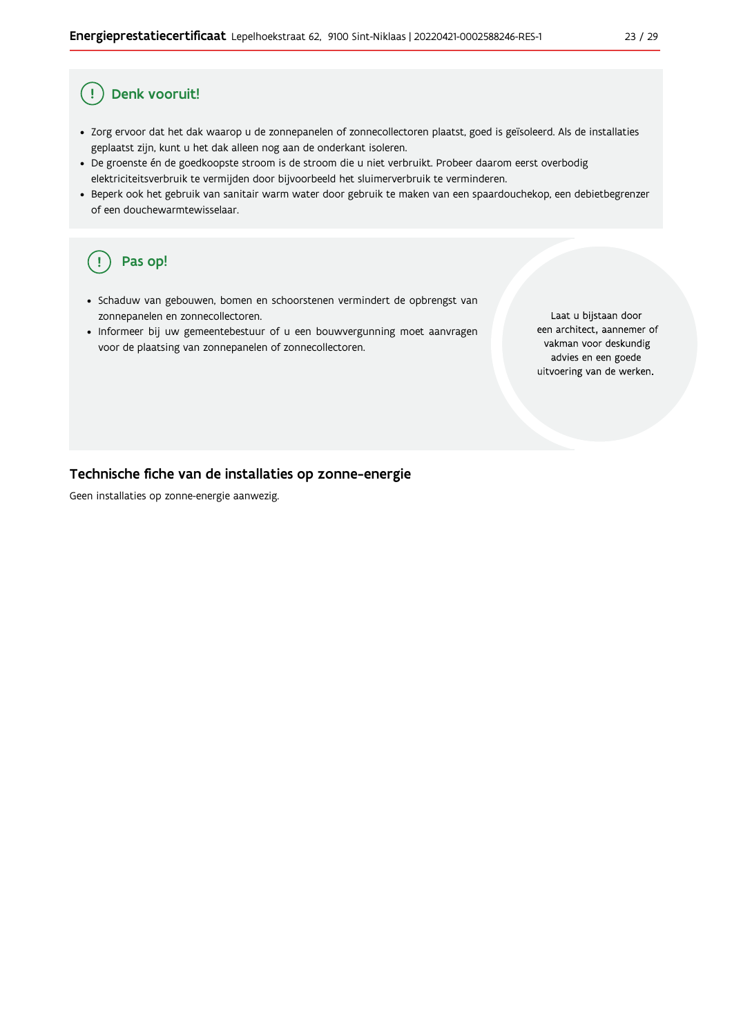## Denk vooruit!

- Zorg ervoor dat het dak waarop u de zonnepanelen of zonnecollectoren plaatst, goed is geïsoleerd. Als de installaties geplaatst zijn, kunt u het dak alleen nog aan de onderkant isoleren.
- De groenste én de goedkoopste stroom is de stroom die u niet verbruikt. Probeer daarom eerst overbodig elektriciteitsverbruik te vermijden door bijvoorbeeld het sluimerverbruik te verminderen.
- Beperk ook het gebruik van sanitair warm water door gebruik te maken van een spaardouchekop, een debietbegrenzer of een douchewarmtewisselaar.

## Pas op!

- Schaduw van gebouwen, bomen en schoorstenen vermindert de opbrengst van zonnepanelen en zonnecollectoren.
- Informeer bij uw gemeentebestuur of u een bouwvergunning moet aanvragen voor de plaatsing van zonnepanelen of zonnecollectoren.

Laat u bijstaan door een architect, aannemer of vakman voor deskundig advies en een goede uitvoering van de werken.

## Technische fiche van de installaties op zonne-energie

Geen installaties op zonne-energie aanwezig.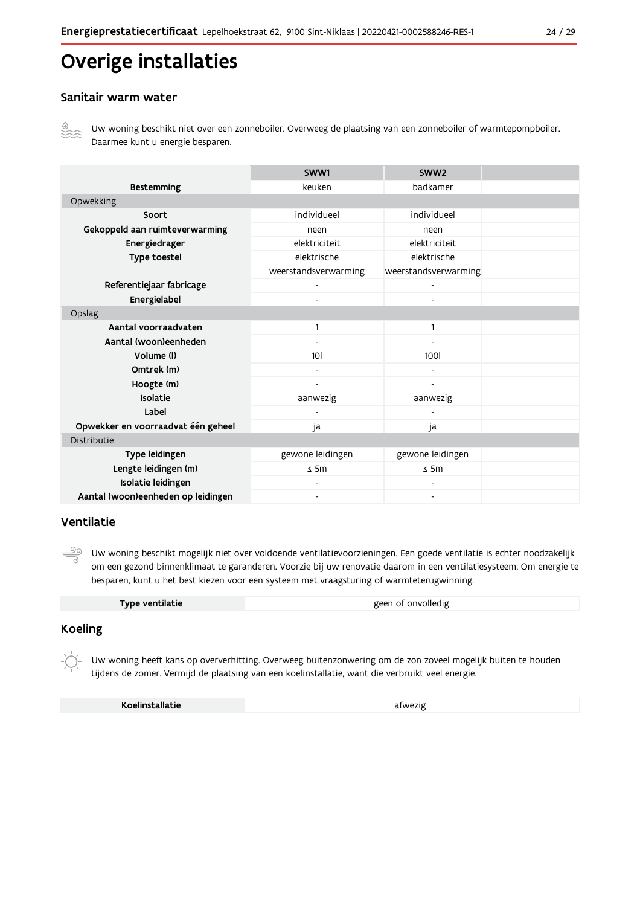# Overige installaties

## Sanitair warm water

Uw woning beschikt niet over een zonneboiler. Overweeg de plaatsing van een zonneboiler of warmtepompboiler. Daarmee kunt u energie besparen.

| | SWW1 | SWW2 | |
|---|---|---|---|
| **Bestemming** | keuken | badkamer | |
| Opwekking | | | |
| **Soort** | individueel | individueel | |
| **Gekoppeld aan ruimteverwarming** | neen | neen | |
| **Energiedrager** | elektriciteit | elektriciteit | |
| **Type toestel** | elektrische weerstandsverwarming | elektrische weerstandsverwarming | |
| **Referentiejaar fabricage** | - | - | |
| **Energielabel** | - | - | |
| Opslag | | | |
| **Aantal voorraadvaten** | 1 | 1 | |
| **Aantal (woon)eenheden** | - | - | |
| **Volume (l)** | 10l | 100l | |
| **Omtrek (m)** | - | - | |
| **Hoogte (m)** | - | - | |
| **Isolatie** | aanwezig | aanwezig | |
| **Label** | - | - | |
| **Opwekker en voorraadvat één geheel** | ja | ja | |
| Distributie | | | |
| **Type leidingen** | gewone leidingen | gewone leidingen | |
| **Lengte leidingen (m)** | ≤ 5m | ≤ 5m | |
| **Isolatie leidingen** | - | - | |
| **Aantal (woon)eenheden op leidingen** | - | - | |

## Ventilatie

Uw woning beschikt mogelijk niet over voldoende ventilatievoorzieningen. Een goede ventilatie is echter noodzakelijk om een gezond binnenklimaat te garanderen. Voorzie bij uw renovatie daarom in een ventilatiesysteem. Om energie te besparen, kunt u het best kiezen voor een systeem met vraagsturing of warmteterugwinning.

| | |
|---|---|
| **Type ventilatie** | geen of onvolledig |

## Koeling

Uw woning heeft kans op oververhitting. Overweeg buitenzonwering om de zon zoveel mogelijk buiten te houden tijdens de zomer. Vermijd de plaatsing van een koelinstallatie, want die verbruikt veel energie.

| | |
|---|---|
| **Koelinstallatie** | afwezig |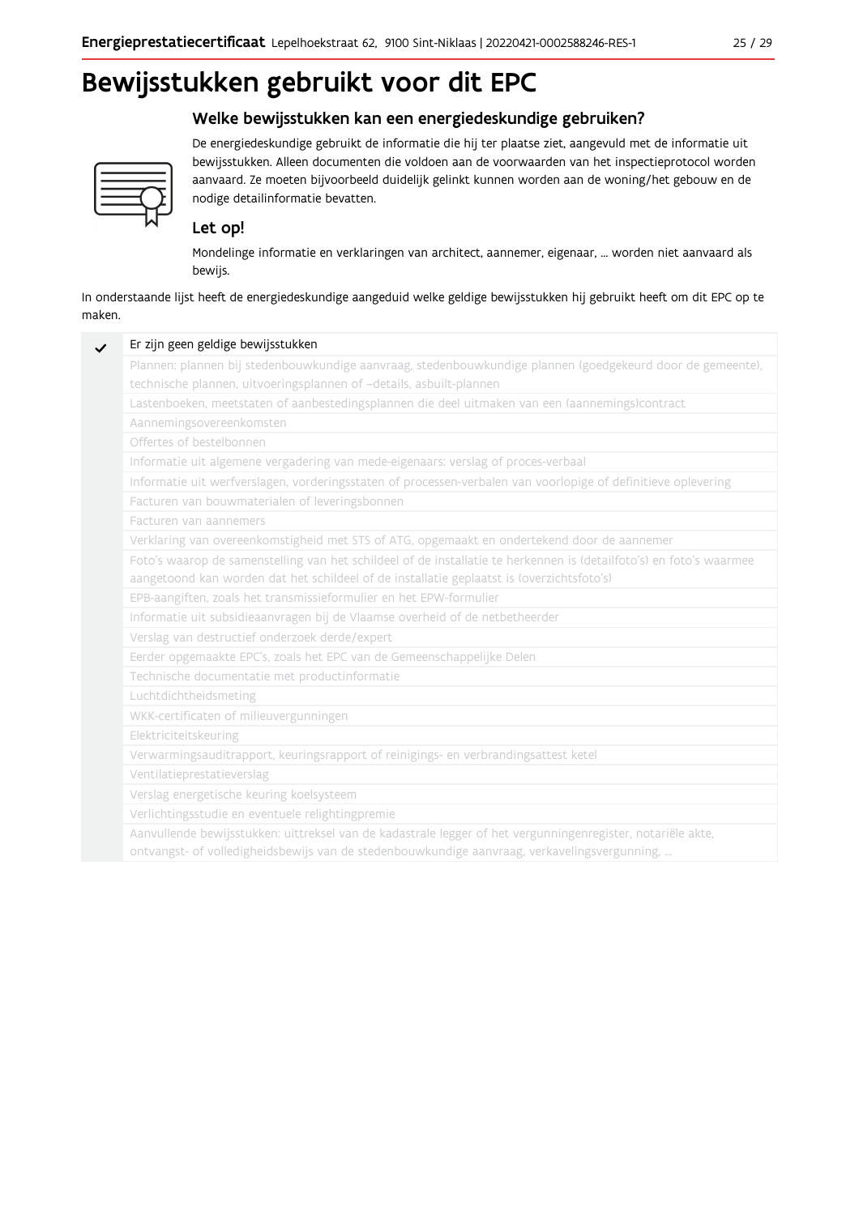# Bewijsstukken gebruikt voor dit EPC

## Welke bewijsstukken kan een energiedeskundige gebruiken?

De energiedeskundige gebruikt de informatie die hij ter plaatse ziet, aangevuld met de informatie uit bewijsstukken. Alleen documenten die voldoen aan de voorwaarden van het inspectieprotocol worden aanvaard. Ze moeten bijvoorbeeld duidelijk gelinkt kunnen worden aan de woning/het gebouw en de nodige detailinformatie bevatten.

## Let op!

Mondelinge informatie en verklaringen van architect, aannemer, eigenaar, … worden niet aanvaard als bewijs.

In onderstaande lijst heeft de energiedeskundige aangeduid welke geldige bewijsstukken hij gebruikt heeft om dit EPC op te maken.

| | |
|---|---|
| ✓ | Er zijn geen geldige bewijsstukken |
| | Plannen: plannen bij stedenbouwkundige aanvraag, stedenbouwkundige plannen (goedgekeurd door de gemeente), technische plannen, uitvoeringsplannen of –details, asbuilt-plannen |
| | Lastenboeken, meetstaten of aanbestedingsplannen die deel uitmaken van een (aannemings)contract |
| | Aannemingsovereenkomsten |
| | Offertes of bestelbonnen |
| | Informatie uit algemene vergadering van mede-eigenaars: verslag of proces-verbaal |
| | Informatie uit werfverslagen, vorderingsstaten of processen-verbalen van voorlopige of definitieve oplevering |
| | Facturen van bouwmaterialen of leveringsbonnen |
| | Facturen van aannemers |
| | Verklaring van overeenkomstigheid met STS of ATG, opgemaakt en ondertekend door de aannemer |
| | Foto's waarop de samenstelling van het schildeel of de installatie te herkennen is (detailfoto's) en foto's waarmee aangetoond kan worden dat het schildeel of de installatie geplaatst is (overzichtsfoto's) |
| | EPB-aangiften, zoals het transmissieformulier en het EPW-formulier |
| | Informatie uit subsidieaanvragen bij de Vlaamse overheid of de netbetheerder |
| | Verslag van destructief onderzoek derde/expert |
| | Eerder opgemaakte EPC's, zoals het EPC van de Gemeenschappelijke Delen |
| | Technische documentatie met productinformatie |
| | Luchtdichtheidsmeting |
| | WKK-certificaten of milieuvergunningen |
| | Elektriciteitskeuring |
| | Verwarmingsauditrapport, keuringsrapport of reinigings- en verbrandingsattest ketel |
| | Ventilatieprestatieverslag |
| | Verslag energetische keuring koelsysteem |
| | Verlichtingsstudie en eventuele relightingpremie |
| | Aanvullende bewijsstukken: uittreksel van de kadastrale legger of het vergunningenregister, notariële akte, ontvangst- of volledigheidsbewijs van de stedenbouwkundige aanvraag, verkavelingsvergunning, … |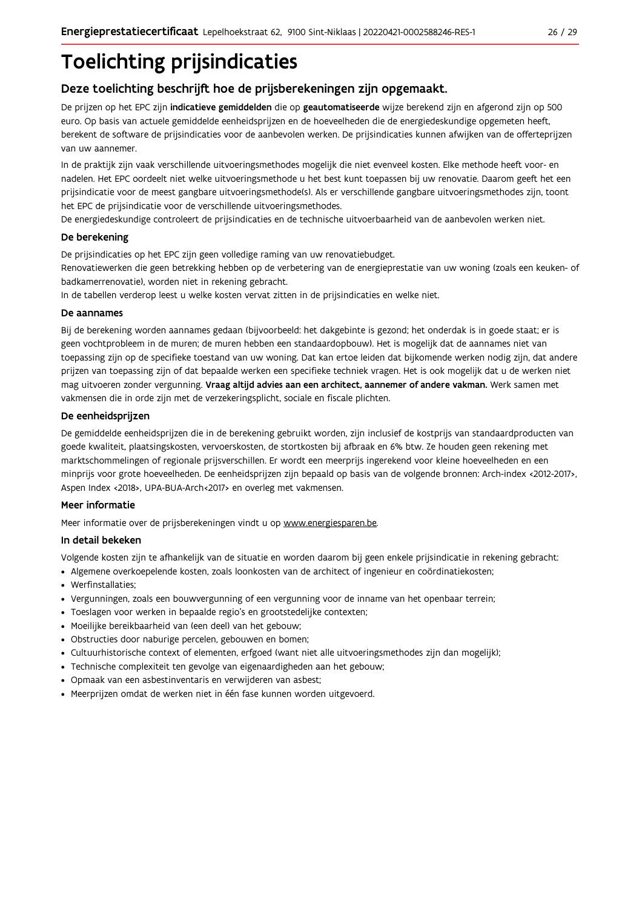# Toelichting prijsindicaties

## Deze toelichting beschrijft hoe de prijsberekeningen zijn opgemaakt.

De prijzen op het EPC zijn **indicatieve gemiddelden** die op **geautomatiseerde** wijze berekend zijn en afgerond zijn op 500 euro. Op basis van actuele gemiddelde eenheidsprijzen en de hoeveelheden die de energiedeskundige opgemeten heeft, berekent de software de prijsindicaties voor de aanbevolen werken. De prijsindicaties kunnen afwijken van de offerteprijzen van uw aannemer.

In de praktijk zijn vaak verschillende uitvoeringsmethodes mogelijk die niet evenveel kosten. Elke methode heeft voor- en nadelen. Het EPC oordeelt niet welke uitvoeringsmethode u het best kunt toepassen bij uw renovatie. Daarom geeft het een prijsindicatie voor de meest gangbare uitvoeringsmethode(s). Als er verschillende gangbare uitvoeringsmethodes zijn, toont het EPC de prijsindicatie voor de verschillende uitvoeringsmethodes.
De energiedeskundige controleert de prijsindicaties en de technische uitvoerbaarheid van de aanbevolen werken niet.

### De berekening

De prijsindicaties op het EPC zijn geen volledige raming van uw renovatiebudget.
Renovatiewerken die geen betrekking hebben op de verbetering van de energieprestatie van uw woning (zoals een keuken- of badkamerrenovatie), worden niet in rekening gebracht.
In de tabellen verderop leest u welke kosten vervat zitten in de prijsindicaties en welke niet.

### De aannames

Bij de berekening worden aannames gedaan (bijvoorbeeld: het dakgebinte is gezond; het onderdak is in goede staat; er is geen vochtprobleem in de muren; de muren hebben een standaardopbouw). Het is mogelijk dat de aannames niet van toepassing zijn op de specifieke toestand van uw woning. Dat kan ertoe leiden dat bijkomende werken nodig zijn, dat andere prijzen van toepassing zijn of dat bepaalde werken een specifieke techniek vragen. Het is ook mogelijk dat u de werken niet mag uitvoeren zonder vergunning. **Vraag altijd advies aan een architect, aannemer of andere vakman.** Werk samen met vakmensen die in orde zijn met de verzekeringsplicht, sociale en fiscale plichten.

### De eenheidsprijzen

De gemiddelde eenheidsprijzen die in de berekening gebruikt worden, zijn inclusief de kostprijs van standaardproducten van goede kwaliteit, plaatsingskosten, vervoerskosten, de stortkosten bij afbraak en 6% btw. Ze houden geen rekening met marktschommelingen of regionale prijsverschillen. Er wordt een meerprijs ingerekend voor kleine hoeveelheden en een minprijs voor grote hoeveelheden. De eenheidsprijzen zijn bepaald op basis van de volgende bronnen: Arch-index <2012-2017>, Aspen Index <2018>, UPA-BUA-Arch<2017> en overleg met vakmensen.

### Meer informatie

Meer informatie over de prijsberekeningen vindt u op www.energiesparen.be.

### In detail bekeken

Volgende kosten zijn te afhankelijk van de situatie en worden daarom bij geen enkele prijsindicatie in rekening gebracht:

- Algemene overkoepelende kosten, zoals loonkosten van de architect of ingenieur en coördinatiekosten;
- Werfinstallaties;
- Vergunningen, zoals een bouwvergunning of een vergunning voor de inname van het openbaar terrein;
- Toeslagen voor werken in bepaalde regio's en grootstedelijke contexten;
- Moeilijke bereikbaarheid van (een deel) van het gebouw;
- Obstructies door naburige percelen, gebouwen en bomen;
- Cultuurhistorische context of elementen, erfgoed (want niet alle uitvoeringsmethodes zijn dan mogelijk);
- Technische complexiteit ten gevolge van eigenaardigheden aan het gebouw;
- Opmaak van een asbestinventaris en verwijderen van asbest;
- Meerprijzen omdat de werken niet in één fase kunnen worden uitgevoerd.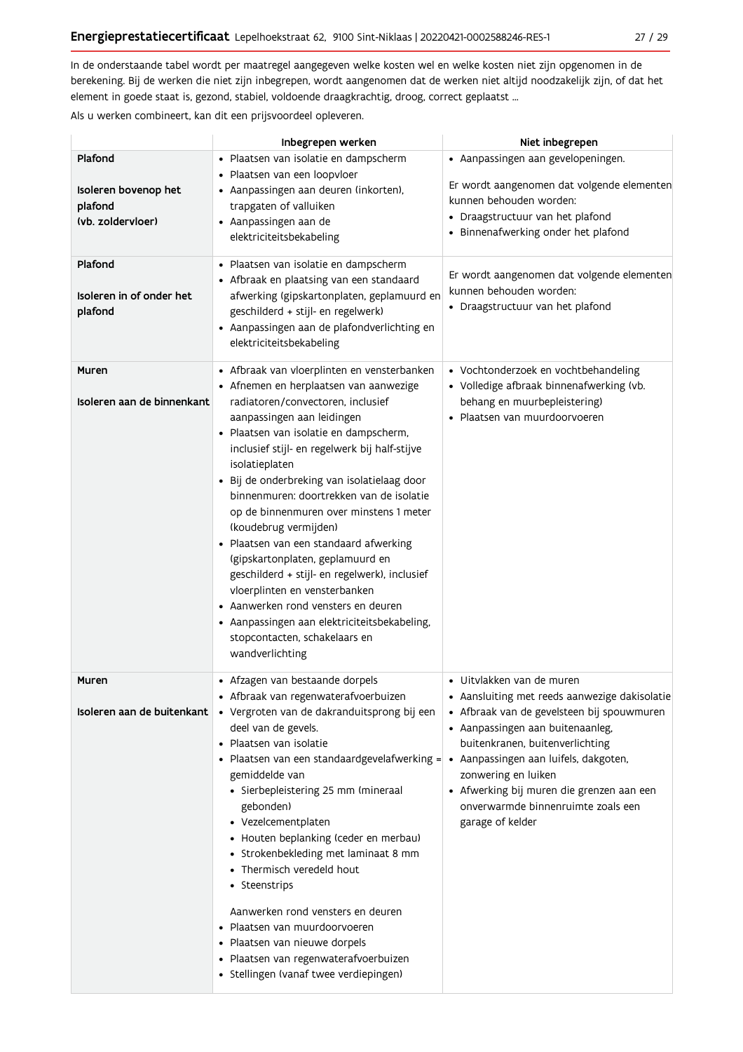In de onderstaande tabel wordt per maatregel aangegeven welke kosten wel en welke kosten niet zijn opgenomen in de berekening. Bij de werken die niet zijn inbegrepen, wordt aangenomen dat de werken niet altijd noodzakelijk zijn, of dat het element in goede staat is, gezond, stabiel, voldoende draagkrachtig, droog, correct geplaatst ...

Als u werken combineert, kan dit een prijsvoordeel opleveren.

| | Inbegrepen werken | Niet inbegrepen |
|---|---|---|
| **Plafond**<br><br>**Isoleren bovenop het plafond (vb. zoldervloer)** | • Plaatsen van isolatie en dampscherm<br>• Plaatsen van een loopvloer<br>• Aanpassingen aan deuren (inkorten), trapgaten of valluiken<br>• Aanpassingen aan de elektriciteitsbekabeling | • Aanpassingen aan gevelopeningen.<br><br>Er wordt aangenomen dat volgende elementen kunnen behouden worden:<br>• Draagstructuur van het plafond<br>• Binnenafwerking onder het plafond |
| **Plafond**<br><br>**Isoleren in of onder het plafond** | • Plaatsen van isolatie en dampscherm<br>• Afbraak en plaatsing van een standaard afwerking (gipskartonplaten, geplamuurd en geschilderd + stijl- en regelwerk)<br>• Aanpassingen aan de plafondverlichting en elektriciteitsbekabeling | Er wordt aangenomen dat volgende elementen kunnen behouden worden:<br>• Draagstructuur van het plafond |
| **Muren**<br><br>**Isoleren aan de binnenkant** | • Afbraak van vloerplinten en vensterbanken<br>• Afnemen en herplaatsen van aanwezige radiatoren/convectoren, inclusief aanpassingen aan leidingen<br>• Plaatsen van isolatie en dampscherm, inclusief stijl- en regelwerk bij half-stijve isolatieplaten<br>• Bij de onderbreking van isolatielaag door binnenmuren: doortrekken van de isolatie op de binnenmuren over minstens 1 meter (koudebrug vermijden)<br>• Plaatsen van een standaard afwerking (gipskartonplaten, geplamuurd en geschilderd + stijl- en regelwerk), inclusief vloerplinten en vensterbanken<br>• Aanwerken rond vensters en deuren<br>• Aanpassingen aan elektriciteitsbekabeling, stopcontacten, schakelaars en wandverlichting | • Vochtonderzoek en vochtbehandeling<br>• Volledige afbraak binnenafwerking (vb. behang en muurbepleistering)<br>• Plaatsen van muurdoorvoeren |
| **Muren**<br><br>**Isoleren aan de buitenkant** | • Afzagen van bestaande dorpels<br>• Afbraak van regenwaterafvoerbuizen<br>• Vergroten van de dakranduitsprong bij een deel van de gevels.<br>• Plaatsen van isolatie<br>• Plaatsen van een standaardgevelafwerking = gemiddelde van<br>&nbsp;&nbsp;• Sierbepleistering 25 mm (mineraal gebonden)<br>&nbsp;&nbsp;• Vezelcementplaten<br>&nbsp;&nbsp;• Houten beplanking (ceder en merbau)<br>&nbsp;&nbsp;• Strokenbekleding met laminaat 8 mm<br>&nbsp;&nbsp;• Thermisch veredeld hout<br>&nbsp;&nbsp;• Steenstrips<br><br>Aanwerken rond vensters en deuren<br>• Plaatsen van muurdoorvoeren<br>• Plaatsen van nieuwe dorpels<br>• Plaatsen van regenwaterafvoerbuizen<br>• Stellingen (vanaf twee verdiepingen) | • Uitvlakken van de muren<br>• Aansluiting met reeds aanwezige dakisolatie<br>• Afbraak van de gevelsteen bij spouwmuren<br>• Aanpassingen aan buitenaanleg, buitenkranen, buitenverlichting<br>• Aanpassingen aan luifels, dakgoten, zonwering en luiken<br>• Afwerking bij muren die grenzen aan een onverwarmde binnenruimte zoals een garage of kelder |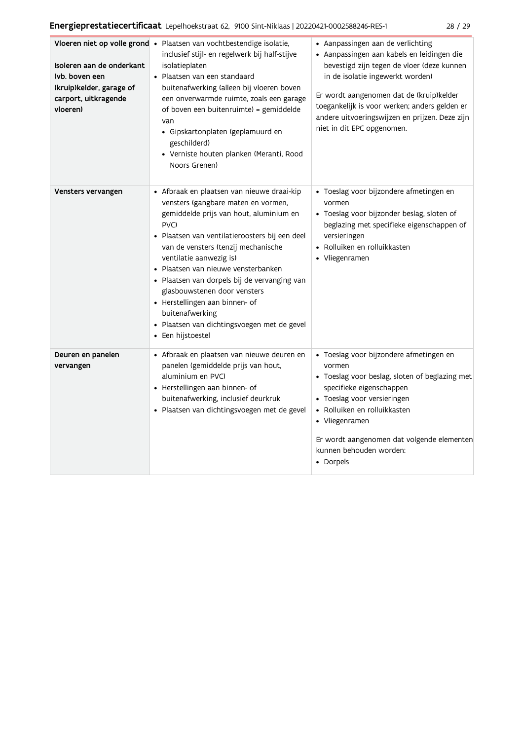| | | |
|---|---|---|
| **Vloeren niet op volle grond**<br><br>**Isoleren aan de onderkant (vb. boven een (kruip)kelder, garage of carport, uitkragende vloeren)** | • Plaatsen van vochtbestendige isolatie, inclusief stijl- en regelwerk bij half-stijve isolatieplaten<br>• Plaatsen van een standaard buitenafwerking (alleen bij vloeren boven een onverwarmde ruimte, zoals een garage of boven een buitenruimte) = gemiddelde van<br>  ◦ Gipskartonplaten (geplamuurd en geschilderd)<br>  ◦ Verniste houten planken (Meranti, Rood Noors Grenen) | • Aanpassingen aan de verlichting<br>• Aanpassingen aan kabels en leidingen die bevestigd zijn tegen de vloer (deze kunnen in de isolatie ingewerkt worden)<br><br>Er wordt aangenomen dat de (kruip)kelder toegankelijk is voor werken; anders gelden er andere uitvoeringswijzen en prijzen. Deze zijn niet in dit EPC opgenomen. |
| **Vensters vervangen** | • Afbraak en plaatsen van nieuwe draai-kip vensters (gangbare maten en vormen, gemiddelde prijs van hout, aluminium en PVC)<br>• Plaatsen van ventilatieroosters bij een deel van de vensters (tenzij mechanische ventilatie aanwezig is)<br>• Plaatsen van nieuwe vensterbanken<br>• Plaatsen van dorpels bij de vervanging van glasbouwstenen door vensters<br>• Herstellingen aan binnen- of buitenafwerking<br>• Plaatsen van dichtingsvoegen met de gevel<br>• Een hijstoestel | • Toeslag voor bijzondere afmetingen en vormen<br>• Toeslag voor bijzonder beslag, sloten of beglazing met specifieke eigenschappen of versieringen<br>• Rolluiken en rolluikkasten<br>• Vliegenramen |
| **Deuren en panelen vervangen** | • Afbraak en plaatsen van nieuwe deuren en panelen (gemiddelde prijs van hout, aluminium en PVC)<br>• Herstellingen aan binnen- of buitenafwerking, inclusief deurkruk<br>• Plaatsen van dichtingsvoegen met de gevel | • Toeslag voor bijzondere afmetingen en vormen<br>• Toeslag voor beslag, sloten of beglazing met specifieke eigenschappen<br>• Toeslag voor versieringen<br>• Rolluiken en rolluikkasten<br>• Vliegenramen<br><br>Er wordt aangenomen dat volgende elementen kunnen behouden worden:<br>• Dorpels |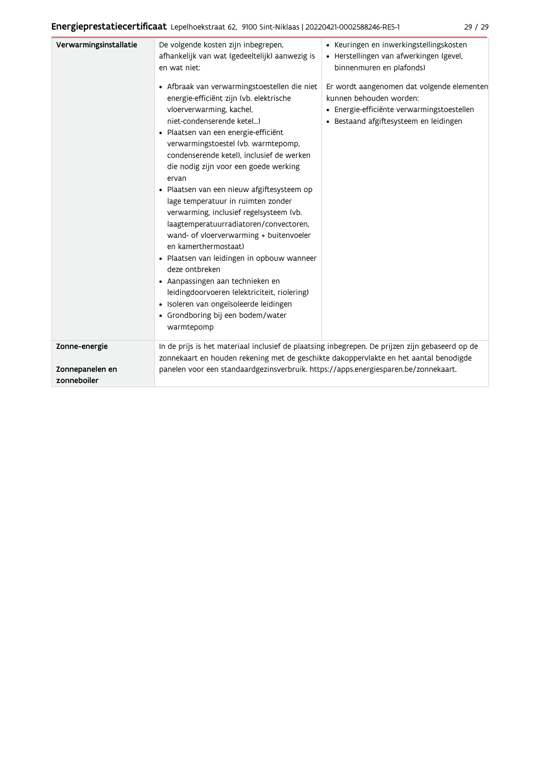| | | |
|---|---|---|
| **Verwarmingsinstallatie** | De volgende kosten zijn inbegrepen, afhankelijk van wat (gedeeltelijk) aanwezig is en wat niet:<br><br>• Afbraak van verwarmingstoestellen die niet energie-efficiënt zijn (vb. elektrische vloerverwarming, kachel, niet-condenserende ketel...)<br>• Plaatsen van een energie-efficiënt verwarmingstoestel (vb. warmtepomp, condenserende ketel), inclusief de werken die nodig zijn voor een goede werking ervan<br>• Plaatsen van een nieuw afgiftesysteem op lage temperatuur in ruimten zonder verwarming, inclusief regelsysteem (vb. laagtemperatuurradiatoren/convectoren, wand- of vloerverwarming + buitenvoeler en kamerthermostaat)<br>• Plaatsen van leidingen in opbouw wanneer deze ontbreken<br>• Aanpassingen aan technieken en leidingdoorvoeren (elektriciteit, riolering)<br>• Isoleren van ongeïsoleerde leidingen<br>• Grondboring bij een bodem/water warmtepomp | • Keuringen en inwerkingstellingskosten<br>• Herstellingen van afwerkingen (gevel, binnenmuren en plafonds)<br><br>Er wordt aangenomen dat volgende elementen kunnen behouden worden:<br>• Energie-efficiënte verwarmingstoestellen<br>• Bestaand afgiftesysteem en leidingen |
| **Zonne-energie**<br><br>**Zonnepanelen en zonneboiler** | In de prijs is het materiaal inclusief de plaatsing inbegrepen. De prijzen zijn gebaseerd op de zonnekaart en houden rekening met de geschikte dakoppervlakte en het aantal benodigde panelen voor een standaardgezinsverbruik. https://apps.energiesparen.be/zonnekaart. | |